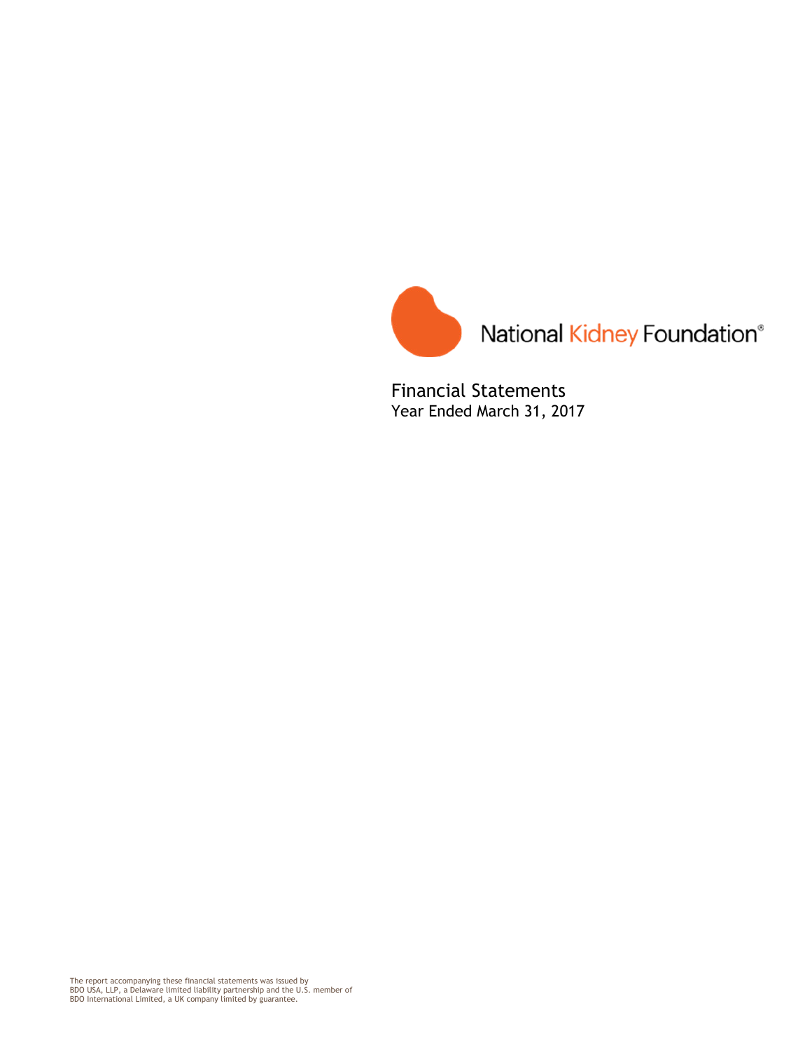National Kidney Foundation®

# Financial Statements
Year Ended March 31, 2017

The report accompanying these financial statements was issued by BDO USA, LLP, a Delaware limited liability partnership and the U.S. member of BDO International Limited, a UK company limited by guarantee.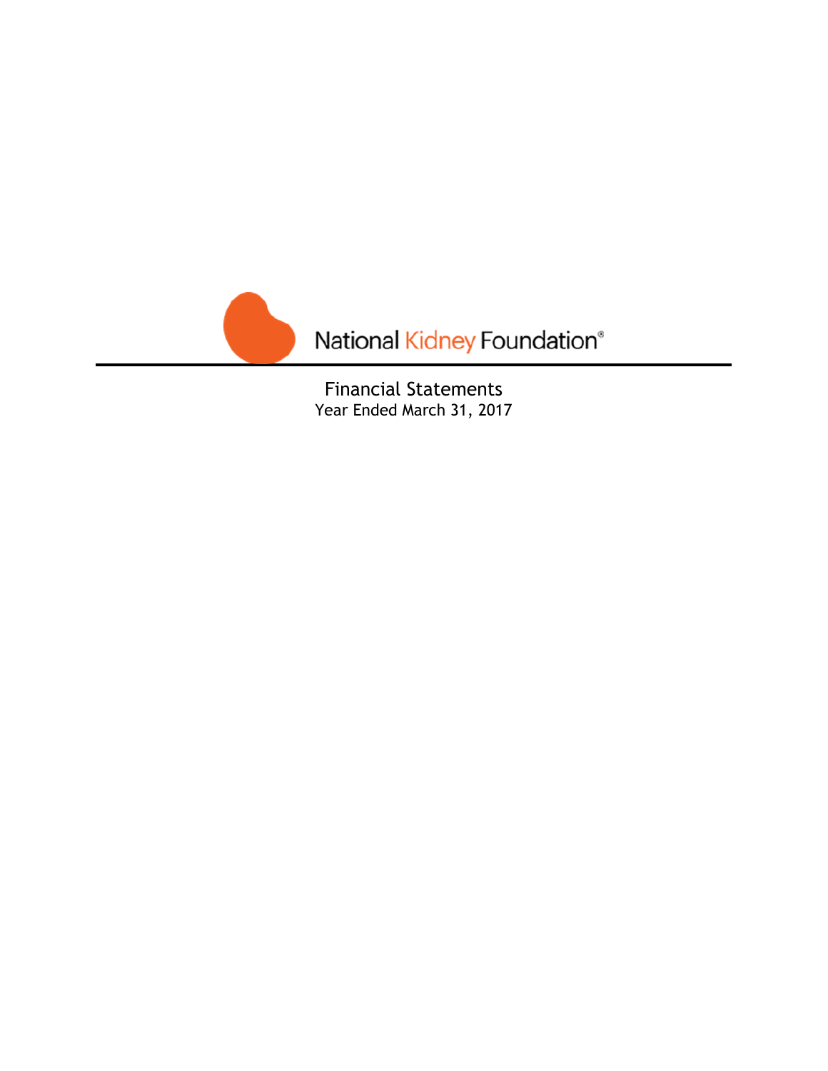National Kidney Foundation®

# Financial Statements

Year Ended March 31, 2017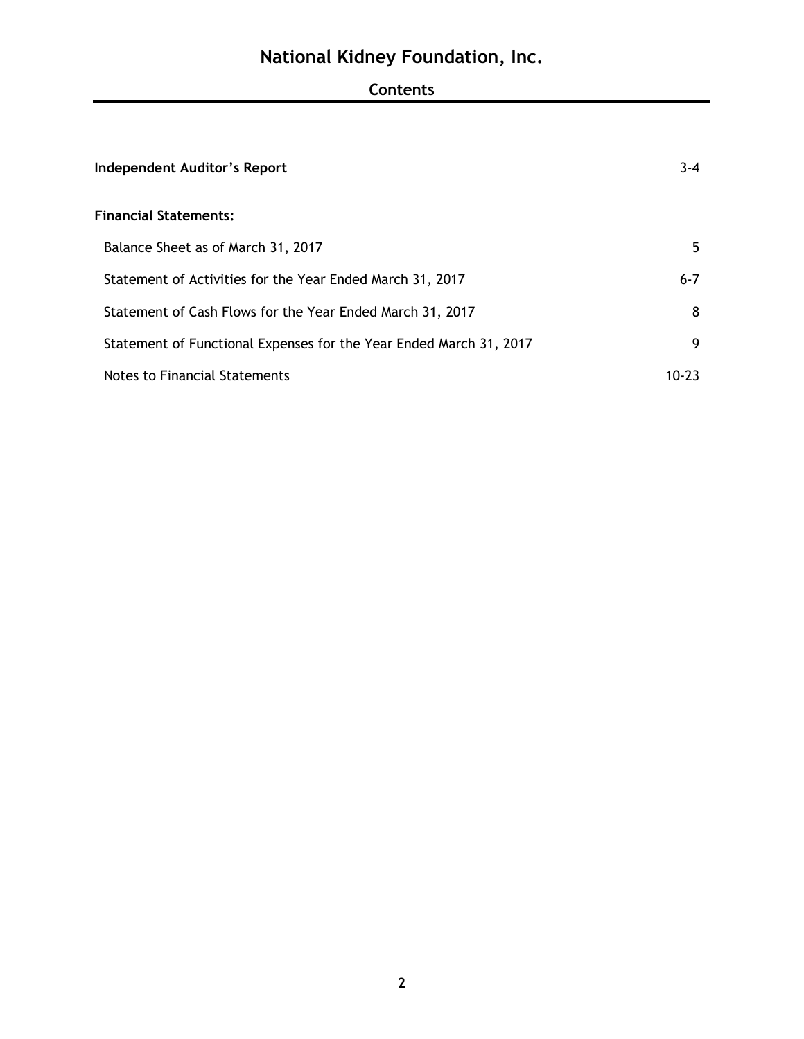# National Kidney Foundation, Inc.

## Contents

| | |
|---|---|
| **Independent Auditor's Report** | 3-4 |
| **Financial Statements:** | |
| Balance Sheet as of March 31, 2017 | 5 |
| Statement of Activities for the Year Ended March 31, 2017 | 6-7 |
| Statement of Cash Flows for the Year Ended March 31, 2017 | 8 |
| Statement of Functional Expenses for the Year Ended March 31, 2017 | 9 |
| Notes to Financial Statements | 10-23 |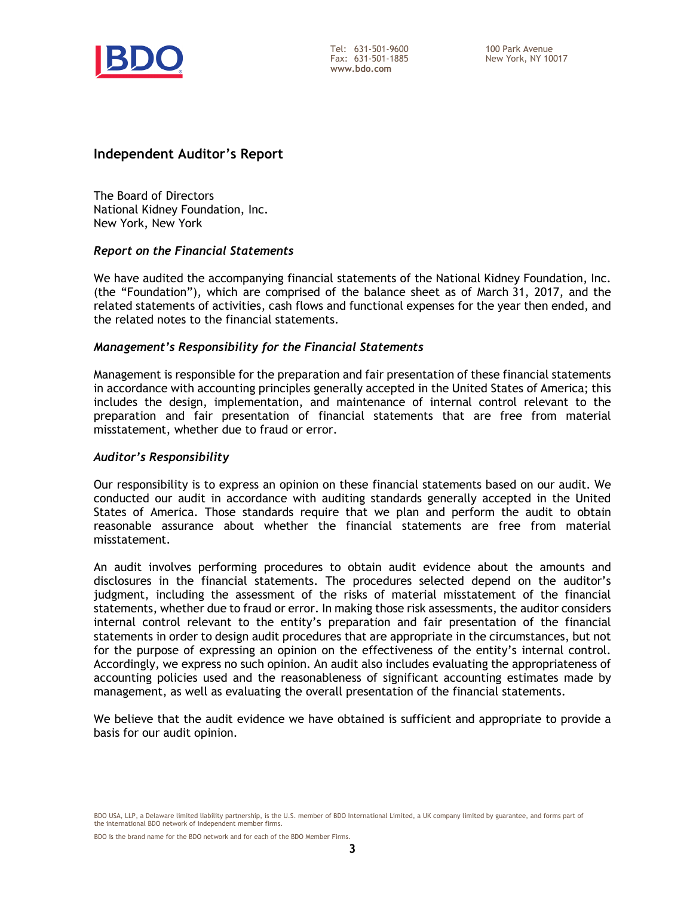Tel: 631-501-9600
Fax: 631-501-1885
www.bdo.com

100 Park Avenue
New York, NY 10017

## Independent Auditor's Report

The Board of Directors
National Kidney Foundation, Inc.
New York, New York

### *Report on the Financial Statements*

We have audited the accompanying financial statements of the National Kidney Foundation, Inc. (the "Foundation"), which are comprised of the balance sheet as of March 31, 2017, and the related statements of activities, cash flows and functional expenses for the year then ended, and the related notes to the financial statements.

### *Management's Responsibility for the Financial Statements*

Management is responsible for the preparation and fair presentation of these financial statements in accordance with accounting principles generally accepted in the United States of America; this includes the design, implementation, and maintenance of internal control relevant to the preparation and fair presentation of financial statements that are free from material misstatement, whether due to fraud or error.

### *Auditor's Responsibility*

Our responsibility is to express an opinion on these financial statements based on our audit. We conducted our audit in accordance with auditing standards generally accepted in the United States of America. Those standards require that we plan and perform the audit to obtain reasonable assurance about whether the financial statements are free from material misstatement.

An audit involves performing procedures to obtain audit evidence about the amounts and disclosures in the financial statements. The procedures selected depend on the auditor's judgment, including the assessment of the risks of material misstatement of the financial statements, whether due to fraud or error. In making those risk assessments, the auditor considers internal control relevant to the entity's preparation and fair presentation of the financial statements in order to design audit procedures that are appropriate in the circumstances, but not for the purpose of expressing an opinion on the effectiveness of the entity's internal control. Accordingly, we express no such opinion. An audit also includes evaluating the appropriateness of accounting policies used and the reasonableness of significant accounting estimates made by management, as well as evaluating the overall presentation of the financial statements.

We believe that the audit evidence we have obtained is sufficient and appropriate to provide a basis for our audit opinion.

BDO USA, LLP, a Delaware limited liability partnership, is the U.S. member of BDO International Limited, a UK company limited by guarantee, and forms part of the international BDO network of independent member firms.

BDO is the brand name for the BDO network and for each of the BDO Member Firms.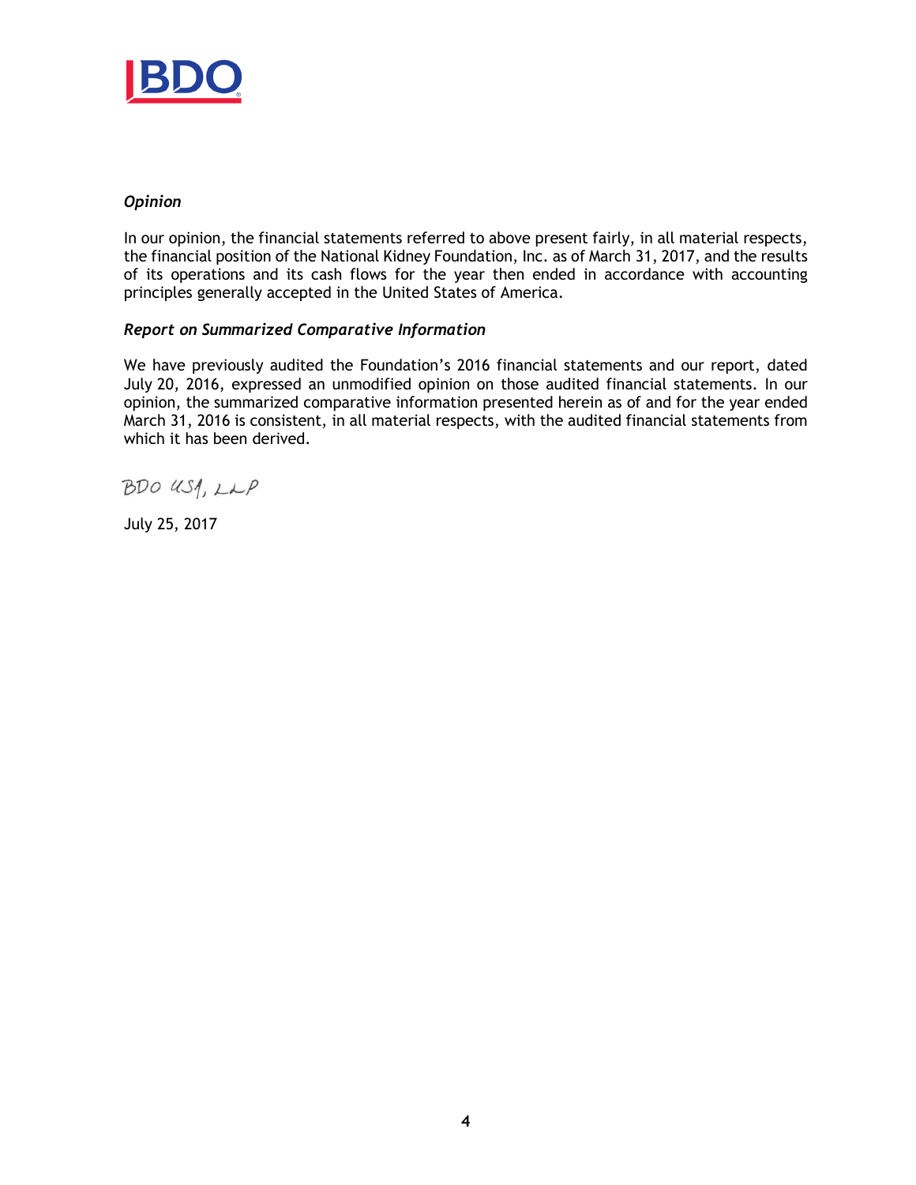*Opinion*

In our opinion, the financial statements referred to above present fairly, in all material respects, the financial position of the National Kidney Foundation, Inc. as of March 31, 2017, and the results of its operations and its cash flows for the year then ended in accordance with accounting principles generally accepted in the United States of America.

***Report on Summarized Comparative Information***

We have previously audited the Foundation's 2016 financial statements and our report, dated July 20, 2016, expressed an unmodified opinion on those audited financial statements. In our opinion, the summarized comparative information presented herein as of and for the year ended March 31, 2016 is consistent, in all material respects, with the audited financial statements from which it has been derived.

BDO USA, LLP

July 25, 2017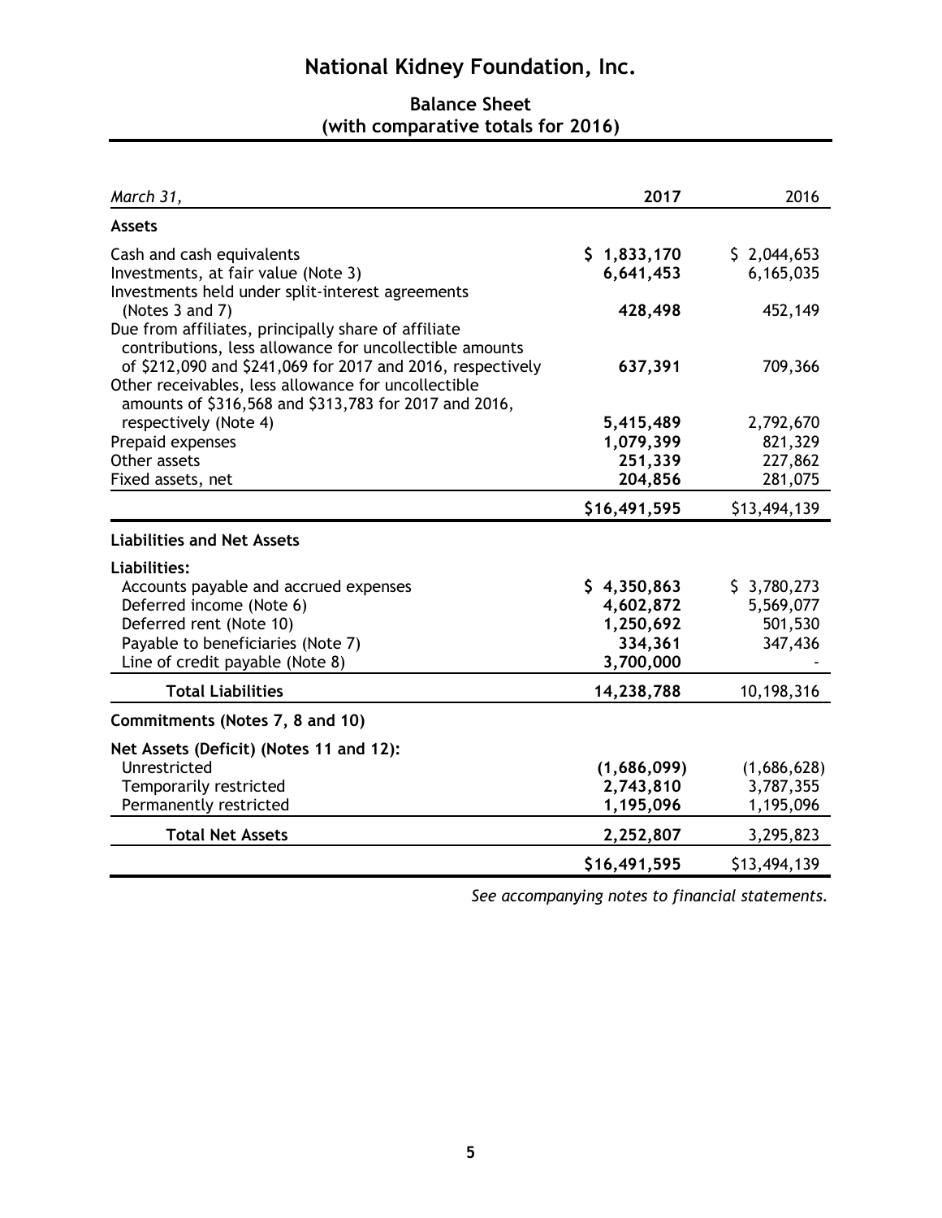# National Kidney Foundation, Inc.

## Balance Sheet
## (with comparative totals for 2016)

| *March 31,* | **2017** | 2016 |
|---|---|---|
| **Assets** | | |
| Cash and cash equivalents | **$ 1,833,170** | $ 2,044,653 |
| Investments, at fair value (Note 3) | **6,641,453** | 6,165,035 |
| Investments held under split-interest agreements (Notes 3 and 7) | **428,498** | 452,149 |
| Due from affiliates, principally share of affiliate contributions, less allowance for uncollectible amounts of $212,090 and $241,069 for 2017 and 2016, respectively | **637,391** | 709,366 |
| Other receivables, less allowance for uncollectible amounts of $316,568 and $313,783 for 2017 and 2016, respectively (Note 4) | **5,415,489** | 2,792,670 |
| Prepaid expenses | **1,079,399** | 821,329 |
| Other assets | **251,339** | 227,862 |
| Fixed assets, net | **204,856** | 281,075 |
| | **$16,491,595** | $13,494,139 |
| **Liabilities and Net Assets** | | |
| **Liabilities:** | | |
| Accounts payable and accrued expenses | **$ 4,350,863** | $ 3,780,273 |
| Deferred income (Note 6) | **4,602,872** | 5,569,077 |
| Deferred rent (Note 10) | **1,250,692** | 501,530 |
| Payable to beneficiaries (Note 7) | **334,361** | 347,436 |
| Line of credit payable (Note 8) | **3,700,000** | - |
| **Total Liabilities** | **14,238,788** | 10,198,316 |
| **Commitments (Notes 7, 8 and 10)** | | |
| **Net Assets (Deficit) (Notes 11 and 12):** | | |
| Unrestricted | **(1,686,099)** | (1,686,628) |
| Temporarily restricted | **2,743,810** | 3,787,355 |
| Permanently restricted | **1,195,096** | 1,195,096 |
| **Total Net Assets** | **2,252,807** | 3,295,823 |
| | **$16,491,595** | $13,494,139 |

*See accompanying notes to financial statements.*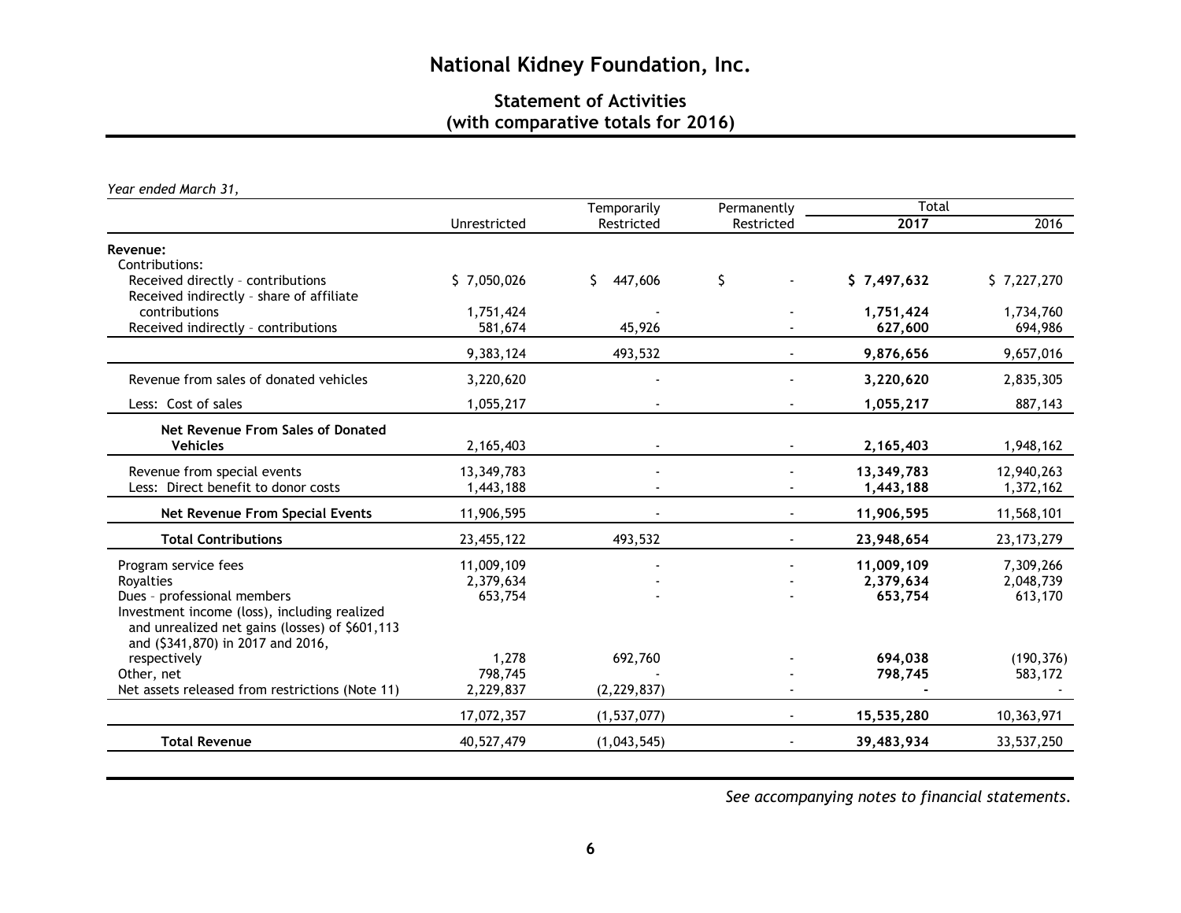# National Kidney Foundation, Inc.

## Statement of Activities
## (with comparative totals for 2016)

*Year ended March 31,*

| | Unrestricted | Temporarily Restricted | Permanently Restricted | Total 2017 | Total 2016 |
|---|---|---|---|---|---|
| **Revenue:** | | | | | |
| Contributions: | | | | | |
| Received directly - contributions | $ 7,050,026 | $ 447,606 | $ - | **$ 7,497,632** | $ 7,227,270 |
| Received indirectly - share of affiliate contributions | 1,751,424 | - | - | **1,751,424** | 1,734,760 |
| Received indirectly - contributions | 581,674 | 45,926 | - | **627,600** | 694,986 |
| | 9,383,124 | 493,532 | - | **9,876,656** | 9,657,016 |
| Revenue from sales of donated vehicles | 3,220,620 | - | - | **3,220,620** | 2,835,305 |
| Less: Cost of sales | 1,055,217 | - | - | **1,055,217** | 887,143 |
| **Net Revenue From Sales of Donated Vehicles** | 2,165,403 | - | - | **2,165,403** | 1,948,162 |
| Revenue from special events | 13,349,783 | - | - | **13,349,783** | 12,940,263 |
| Less: Direct benefit to donor costs | 1,443,188 | - | - | **1,443,188** | 1,372,162 |
| **Net Revenue From Special Events** | 11,906,595 | - | - | **11,906,595** | 11,568,101 |
| **Total Contributions** | 23,455,122 | 493,532 | - | **23,948,654** | 23,173,279 |
| Program service fees | 11,009,109 | - | - | **11,009,109** | 7,309,266 |
| Royalties | 2,379,634 | - | - | **2,379,634** | 2,048,739 |
| Dues - professional members | 653,754 | - | - | **653,754** | 613,170 |
| Investment income (loss), including realized and unrealized net gains (losses) of $601,113 and ($341,870) in 2017 and 2016, respectively | 1,278 | 692,760 | - | **694,038** | (190,376) |
| Other, net | 798,745 | - | - | **798,745** | 583,172 |
| Net assets released from restrictions (Note 11) | 2,229,837 | (2,229,837) | - | **-** | - |
| | 17,072,357 | (1,537,077) | - | **15,535,280** | 10,363,971 |
| **Total Revenue** | 40,527,479 | (1,043,545) | - | **39,483,934** | 33,537,250 |

*See accompanying notes to financial statements.*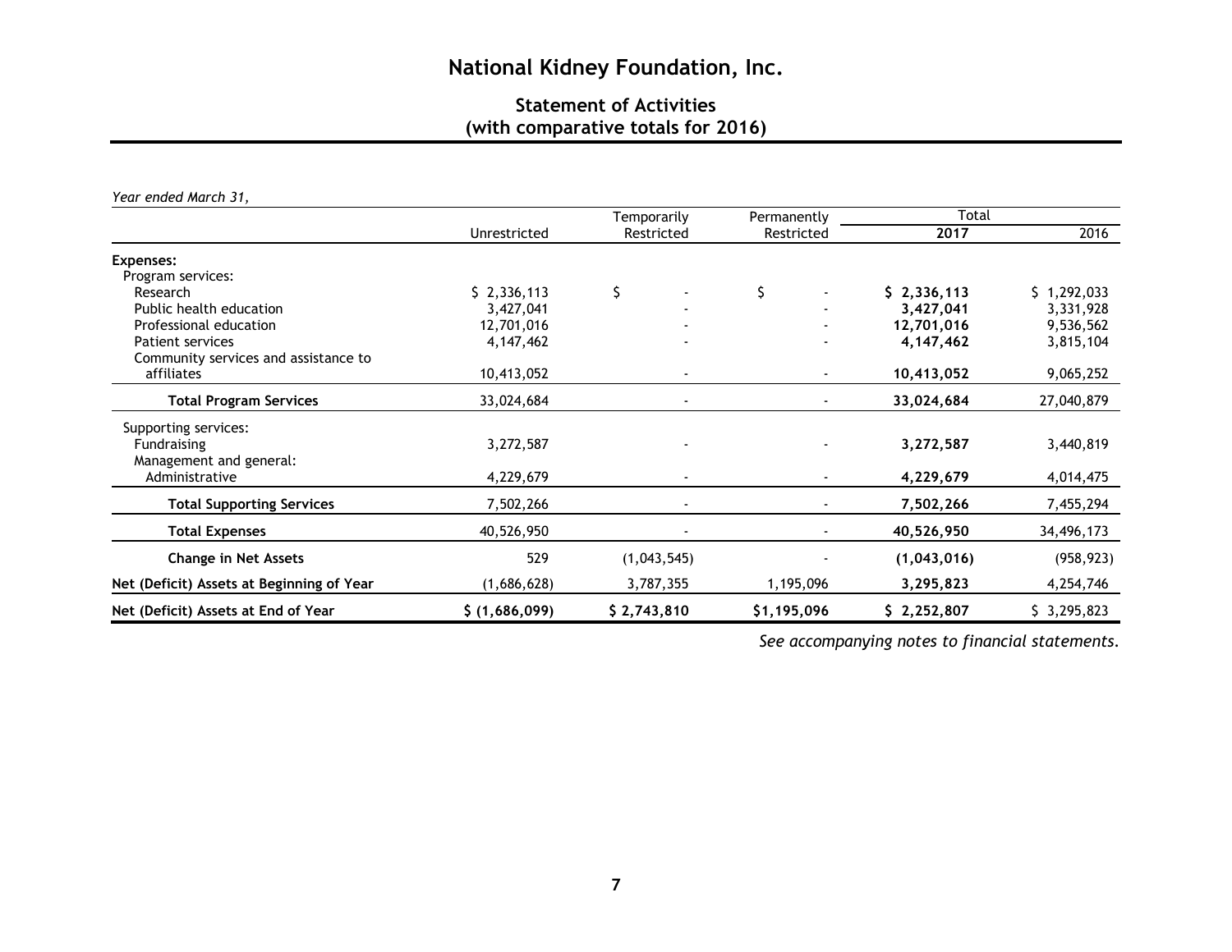# National Kidney Foundation, Inc.

## Statement of Activities
## (with comparative totals for 2016)

*Year ended March 31,*

| | Unrestricted | Temporarily Restricted | Permanently Restricted | Total 2017 | Total 2016 |
|---|---|---|---|---|---|
| **Expenses:** | | | | | |
| Program services: | | | | | |
| Research | $ 2,336,113 | $ - | $ - | **$ 2,336,113** | $ 1,292,033 |
| Public health education | 3,427,041 | - | - | **3,427,041** | 3,331,928 |
| Professional education | 12,701,016 | - | - | **12,701,016** | 9,536,562 |
| Patient services | 4,147,462 | - | - | **4,147,462** | 3,815,104 |
| Community services and assistance to affiliates | 10,413,052 | - | - | **10,413,052** | 9,065,252 |
| **Total Program Services** | 33,024,684 | - | - | **33,024,684** | 27,040,879 |
| Supporting services: | | | | | |
| Fundraising | 3,272,587 | - | - | **3,272,587** | 3,440,819 |
| Management and general: Administrative | 4,229,679 | - | - | **4,229,679** | 4,014,475 |
| **Total Supporting Services** | 7,502,266 | - | - | **7,502,266** | 7,455,294 |
| **Total Expenses** | 40,526,950 | - | - | **40,526,950** | 34,496,173 |
| **Change in Net Assets** | 529 | (1,043,545) | - | **(1,043,016)** | (958,923) |
| **Net (Deficit) Assets at Beginning of Year** | (1,686,628) | 3,787,355 | 1,195,096 | **3,295,823** | 4,254,746 |
| **Net (Deficit) Assets at End of Year** | **$ (1,686,099)** | **$ 2,743,810** | **$1,195,096** | **$ 2,252,807** | $ 3,295,823 |

*See accompanying notes to financial statements.*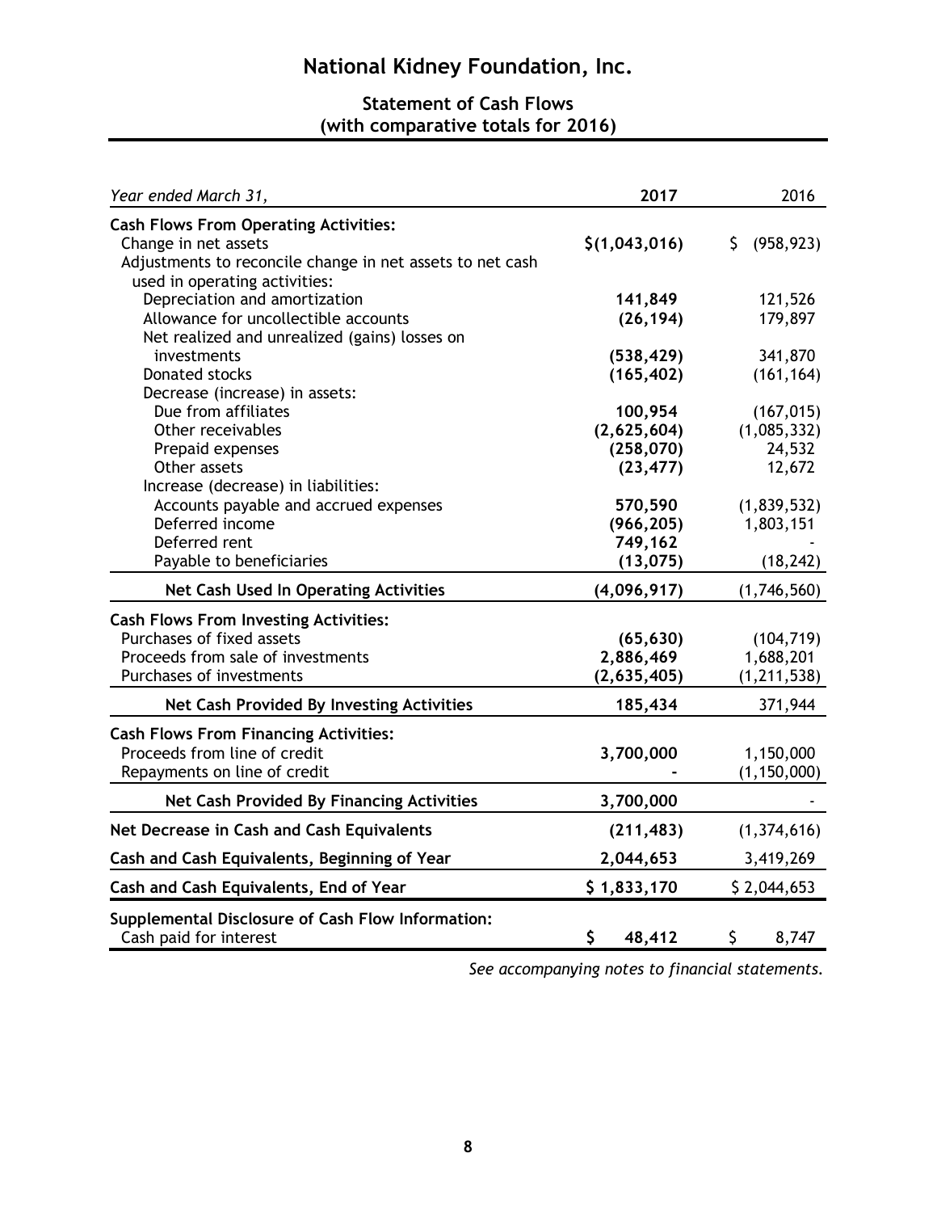# National Kidney Foundation, Inc.

## Statement of Cash Flows
## (with comparative totals for 2016)

| *Year ended March 31,* | **2017** | 2016 |
|---|---|---|
| **Cash Flows From Operating Activities:** | | |
| Change in net assets | **$(1,043,016)** | $ (958,923) |
| Adjustments to reconcile change in net assets to net cash used in operating activities: | | |
| Depreciation and amortization | **141,849** | 121,526 |
| Allowance for uncollectible accounts | **(26,194)** | 179,897 |
| Net realized and unrealized (gains) losses on investments | **(538,429)** | 341,870 |
| Donated stocks | **(165,402)** | (161,164) |
| Decrease (increase) in assets: | | |
| Due from affiliates | **100,954** | (167,015) |
| Other receivables | **(2,625,604)** | (1,085,332) |
| Prepaid expenses | **(258,070)** | 24,532 |
| Other assets | **(23,477)** | 12,672 |
| Increase (decrease) in liabilities: | | |
| Accounts payable and accrued expenses | **570,590** | (1,839,532) |
| Deferred income | **(966,205)** | 1,803,151 |
| Deferred rent | **749,162** | - |
| Payable to beneficiaries | **(13,075)** | (18,242) |
| **Net Cash Used In Operating Activities** | **(4,096,917)** | (1,746,560) |
| **Cash Flows From Investing Activities:** | | |
| Purchases of fixed assets | **(65,630)** | (104,719) |
| Proceeds from sale of investments | **2,886,469** | 1,688,201 |
| Purchases of investments | **(2,635,405)** | (1,211,538) |
| **Net Cash Provided By Investing Activities** | **185,434** | 371,944 |
| **Cash Flows From Financing Activities:** | | |
| Proceeds from line of credit | **3,700,000** | 1,150,000 |
| Repayments on line of credit | **-** | (1,150,000) |
| **Net Cash Provided By Financing Activities** | **3,700,000** | - |
| **Net Decrease in Cash and Cash Equivalents** | **(211,483)** | (1,374,616) |
| **Cash and Cash Equivalents, Beginning of Year** | **2,044,653** | 3,419,269 |
| **Cash and Cash Equivalents, End of Year** | **$ 1,833,170** | $ 2,044,653 |
| **Supplemental Disclosure of Cash Flow Information:** | | |
| Cash paid for interest | **$ 48,412** | $ 8,747 |

*See accompanying notes to financial statements.*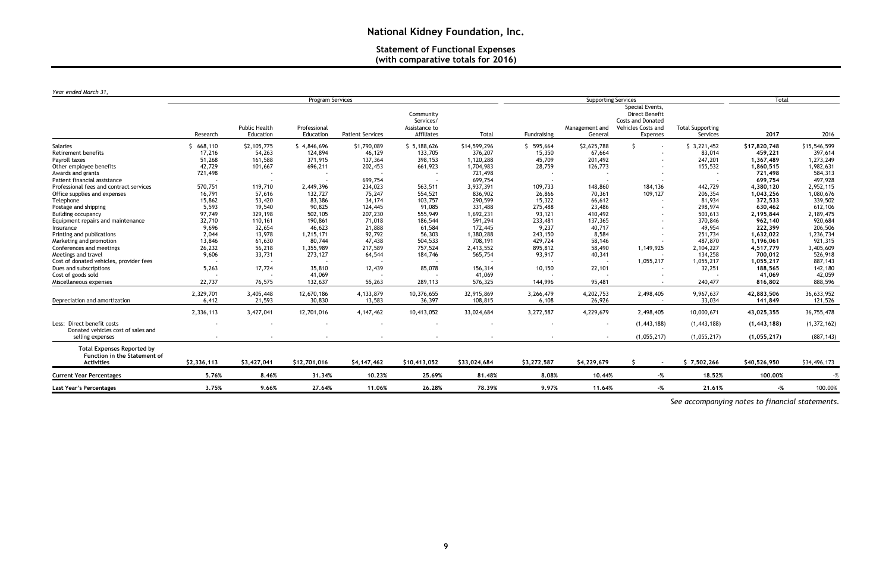# National Kidney Foundation, Inc.

## Statement of Functional Expenses (with comparative totals for 2016)

*Year ended March 31,*

| | Program Services | | | | | | Supporting Services | | | | Total | |
|---|---|---|---|---|---|---|---|---|---|---|---|---|
| | Research | Public Health Education | Professional Education | Patient Services | Community Services/ Assistance to Affiliates | Total | Fundraising | Management and General | Special Events, Direct Benefit Costs and Donated Vehicles Costs and Expenses | Total Supporting Services | 2017 | 2016 |
| Salaries | $ 668,110 | $2,105,775 | $ 4,846,696 | $1,790,089 | $ 5,188,626 | $14,599,296 | $ 595,664 | $2,625,788 | $ - | $ 3,221,452 | **$17,820,748** | $15,546,599 |
| Retirement benefits | 17,216 | 54,263 | 124,894 | 46,129 | 133,705 | 376,207 | 15,350 | 67,664 | - | 83,014 | **459,221** | 397,614 |
| Payroll taxes | 51,268 | 161,588 | 371,915 | 137,364 | 398,153 | 1,120,288 | 45,709 | 201,492 | - | 247,201 | **1,367,489** | 1,273,249 |
| Other employee benefits | 42,729 | 101,667 | 696,211 | 202,453 | 661,923 | 1,704,983 | 28,759 | 126,773 | - | 155,532 | **1,860,515** | 1,982,631 |
| Awards and grants | 721,498 | - | - | - | - | 721,498 | - | - | - | - | **721,498** | 584,313 |
| Patient financial assistance | - | - | - | 699,754 | - | 699,754 | - | - | - | - | **699,754** | 497,928 |
| Professional fees and contract services | 570,751 | 119,710 | 2,449,396 | 234,023 | 563,511 | 3,937,391 | 109,733 | 148,860 | 184,136 | 442,729 | **4,380,120** | 2,952,115 |
| Office supplies and expenses | 16,791 | 57,616 | 132,727 | 75,247 | 554,521 | 836,902 | 26,866 | 70,361 | 109,127 | 206,354 | **1,043,256** | 1,080,676 |
| Telephone | 15,862 | 53,420 | 83,386 | 34,174 | 103,757 | 290,599 | 15,322 | 66,612 | - | 81,934 | **372,533** | 339,502 |
| Postage and shipping | 5,593 | 19,540 | 90,825 | 124,445 | 91,085 | 331,488 | 275,488 | 23,486 | - | 298,974 | **630,462** | 612,106 |
| Building occupancy | 97,749 | 329,198 | 502,105 | 207,230 | 555,949 | 1,692,231 | 93,121 | 410,492 | - | 503,613 | **2,195,844** | 2,189,475 |
| Equipment repairs and maintenance | 32,710 | 110,161 | 190,861 | 71,018 | 186,544 | 591,294 | 233,481 | 137,365 | - | 370,846 | **962,140** | 920,684 |
| Insurance | 9,696 | 32,654 | 46,623 | 21,888 | 61,584 | 172,445 | 9,237 | 40,717 | - | 49,954 | **222,399** | 206,506 |
| Printing and publications | 2,044 | 13,978 | 1,215,171 | 92,792 | 56,303 | 1,380,288 | 243,150 | 8,584 | - | 251,734 | **1,632,022** | 1,236,734 |
| Marketing and promotion | 13,846 | 61,630 | 80,744 | 47,438 | 504,533 | 708,191 | 429,724 | 58,146 | - | 487,870 | **1,196,061** | 921,315 |
| Conferences and meetings | 26,232 | 56,218 | 1,355,989 | 217,589 | 757,524 | 2,413,552 | 895,812 | 58,490 | 1,149,925 | 2,104,227 | **4,517,779** | 3,405,609 |
| Meetings and travel | 9,606 | 33,731 | 273,127 | 64,544 | 184,746 | 565,754 | 93,917 | 40,341 | - | 134,258 | **700,012** | 526,918 |
| Cost of donated vehicles, provider fees | - | - | - | - | - | - | - | - | 1,055,217 | 1,055,217 | **1,055,217** | 887,143 |
| Dues and subscriptions | 5,263 | 17,724 | 35,810 | 12,439 | 85,078 | 156,314 | 10,150 | 22,101 | - | 32,251 | **188,565** | 142,180 |
| Cost of goods sold | - | - | 41,069 | - | - | 41,069 | - | - | - | - | **41,069** | 42,059 |
| Miscellaneous expenses | 22,737 | 76,575 | 132,637 | 55,263 | 289,113 | 576,325 | 144,996 | 95,481 | - | 240,477 | **816,802** | 888,596 |
| | 2,329,701 | 3,405,448 | 12,670,186 | 4,133,879 | 10,376,655 | 32,915,869 | 3,266,479 | 4,202,753 | 2,498,405 | 9,967,637 | **42,883,506** | 36,633,952 |
| Depreciation and amortization | 6,412 | 21,593 | 30,830 | 13,583 | 36,397 | 108,815 | 6,108 | 26,926 | - | 33,034 | **141,849** | 121,526 |
| | 2,336,113 | 3,427,041 | 12,701,016 | 4,147,462 | 10,413,052 | 33,024,684 | 3,272,587 | 4,229,679 | 2,498,405 | 10,000,671 | **43,025,355** | 36,755,478 |
| Less: Direct benefit costs | - | - | - | - | - | - | - | - | (1,443,188) | (1,443,188) | **(1,443,188)** | (1,372,162) |
| Donated vehicles cost of sales and selling expenses | - | - | - | - | - | - | - | - | (1,055,217) | (1,055,217) | **(1,055,217)** | (887,143) |
| **Total Expenses Reported by Function in the Statement of Activities** | **$2,336,113** | **$3,427,041** | **$12,701,016** | **$4,147,462** | **$10,413,052** | **$33,024,684** | **$3,272,587** | **$4,229,679** | **$ -** | **$ 7,502,266** | **$40,526,950** | $34,496,173 |
| **Current Year Percentages** | **5.76%** | **8.46%** | **31.34%** | **10.23%** | **25.69%** | **81.48%** | **8.08%** | **10.44%** | **-%** | **18.52%** | **100.00%** | -% |
| **Last Year's Percentages** | **3.75%** | **9.66%** | **27.64%** | **11.06%** | **26.28%** | **78.39%** | **9.97%** | **11.64%** | **-%** | **21.61%** | **-%** | 100.00% |

*See accompanying notes to financial statements.*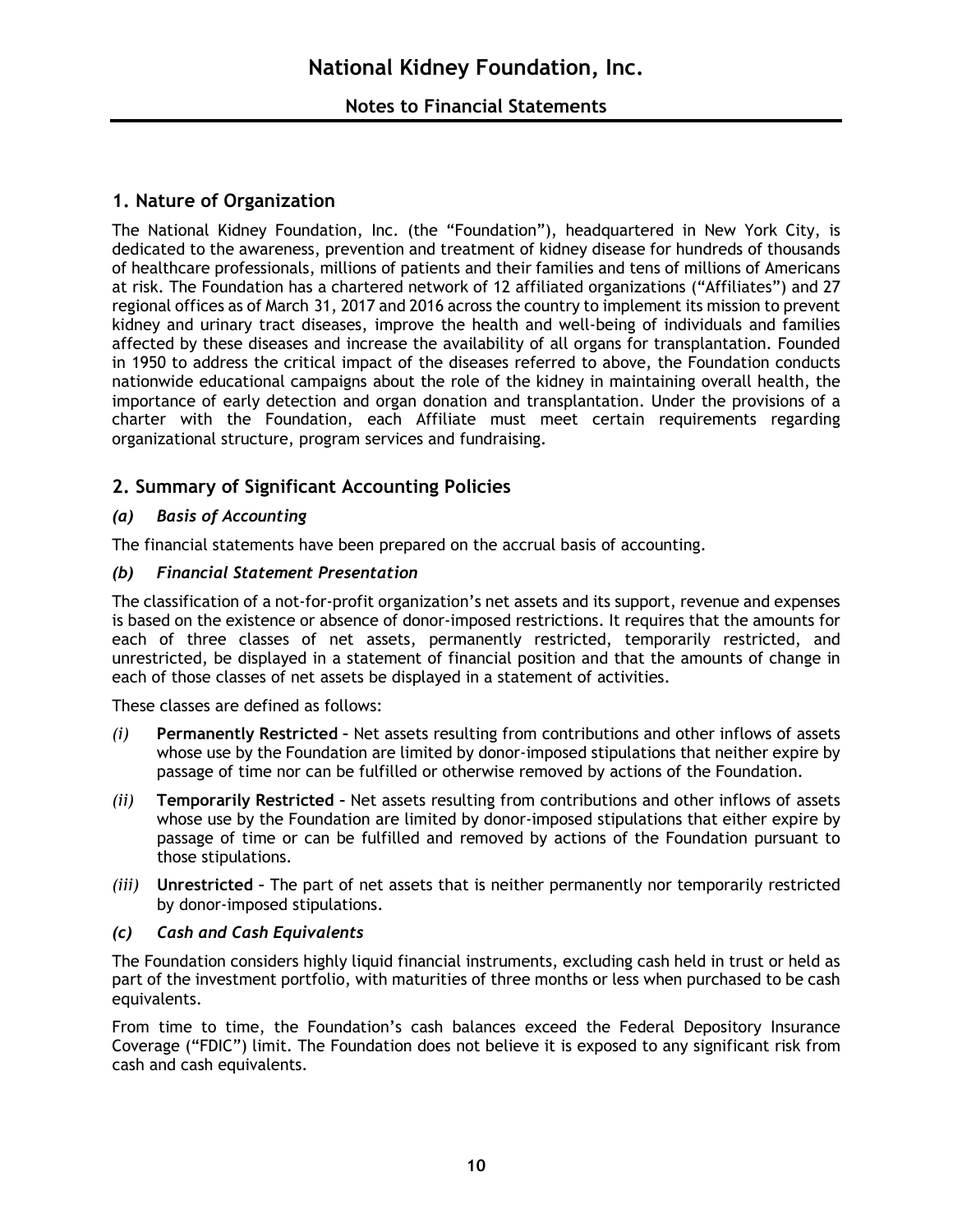## 1. Nature of Organization

The National Kidney Foundation, Inc. (the "Foundation"), headquartered in New York City, is dedicated to the awareness, prevention and treatment of kidney disease for hundreds of thousands of healthcare professionals, millions of patients and their families and tens of millions of Americans at risk. The Foundation has a chartered network of 12 affiliated organizations ("Affiliates") and 27 regional offices as of March 31, 2017 and 2016 across the country to implement its mission to prevent kidney and urinary tract diseases, improve the health and well-being of individuals and families affected by these diseases and increase the availability of all organs for transplantation. Founded in 1950 to address the critical impact of the diseases referred to above, the Foundation conducts nationwide educational campaigns about the role of the kidney in maintaining overall health, the importance of early detection and organ donation and transplantation. Under the provisions of a charter with the Foundation, each Affiliate must meet certain requirements regarding organizational structure, program services and fundraising.

## 2. Summary of Significant Accounting Policies

### *(a) Basis of Accounting*

The financial statements have been prepared on the accrual basis of accounting.

### *(b) Financial Statement Presentation*

The classification of a not-for-profit organization's net assets and its support, revenue and expenses is based on the existence or absence of donor-imposed restrictions. It requires that the amounts for each of three classes of net assets, permanently restricted, temporarily restricted, and unrestricted, be displayed in a statement of financial position and that the amounts of change in each of those classes of net assets be displayed in a statement of activities.

These classes are defined as follows:

*(i)* **Permanently Restricted** – Net assets resulting from contributions and other inflows of assets whose use by the Foundation are limited by donor-imposed stipulations that neither expire by passage of time nor can be fulfilled or otherwise removed by actions of the Foundation.

*(ii)* **Temporarily Restricted** – Net assets resulting from contributions and other inflows of assets whose use by the Foundation are limited by donor-imposed stipulations that either expire by passage of time or can be fulfilled and removed by actions of the Foundation pursuant to those stipulations.

*(iii)* **Unrestricted** – The part of net assets that is neither permanently nor temporarily restricted by donor-imposed stipulations.

### *(c) Cash and Cash Equivalents*

The Foundation considers highly liquid financial instruments, excluding cash held in trust or held as part of the investment portfolio, with maturities of three months or less when purchased to be cash equivalents.

From time to time, the Foundation's cash balances exceed the Federal Depository Insurance Coverage ("FDIC") limit. The Foundation does not believe it is exposed to any significant risk from cash and cash equivalents.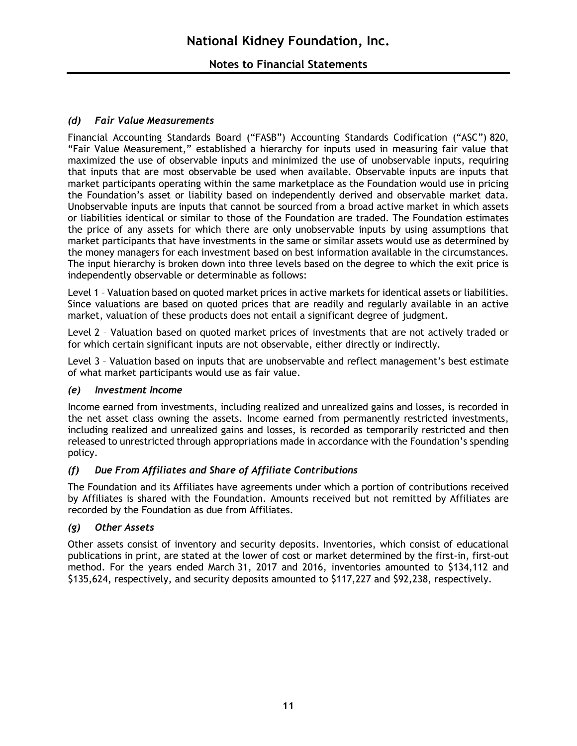### *(d) Fair Value Measurements*

Financial Accounting Standards Board ("FASB") Accounting Standards Codification ("ASC") 820, "Fair Value Measurement," established a hierarchy for inputs used in measuring fair value that maximized the use of observable inputs and minimized the use of unobservable inputs, requiring that inputs that are most observable be used when available. Observable inputs are inputs that market participants operating within the same marketplace as the Foundation would use in pricing the Foundation's asset or liability based on independently derived and observable market data. Unobservable inputs are inputs that cannot be sourced from a broad active market in which assets or liabilities identical or similar to those of the Foundation are traded. The Foundation estimates the price of any assets for which there are only unobservable inputs by using assumptions that market participants that have investments in the same or similar assets would use as determined by the money managers for each investment based on best information available in the circumstances. The input hierarchy is broken down into three levels based on the degree to which the exit price is independently observable or determinable as follows:

Level 1 – Valuation based on quoted market prices in active markets for identical assets or liabilities. Since valuations are based on quoted prices that are readily and regularly available in an active market, valuation of these products does not entail a significant degree of judgment.

Level 2 – Valuation based on quoted market prices of investments that are not actively traded or for which certain significant inputs are not observable, either directly or indirectly.

Level 3 – Valuation based on inputs that are unobservable and reflect management's best estimate of what market participants would use as fair value.

### *(e) Investment Income*

Income earned from investments, including realized and unrealized gains and losses, is recorded in the net asset class owning the assets. Income earned from permanently restricted investments, including realized and unrealized gains and losses, is recorded as temporarily restricted and then released to unrestricted through appropriations made in accordance with the Foundation's spending policy.

### *(f) Due From Affiliates and Share of Affiliate Contributions*

The Foundation and its Affiliates have agreements under which a portion of contributions received by Affiliates is shared with the Foundation. Amounts received but not remitted by Affiliates are recorded by the Foundation as due from Affiliates.

### *(g) Other Assets*

Other assets consist of inventory and security deposits. Inventories, which consist of educational publications in print, are stated at the lower of cost or market determined by the first-in, first-out method. For the years ended March 31, 2017 and 2016, inventories amounted to $134,112 and $135,624, respectively, and security deposits amounted to $117,227 and $92,238, respectively.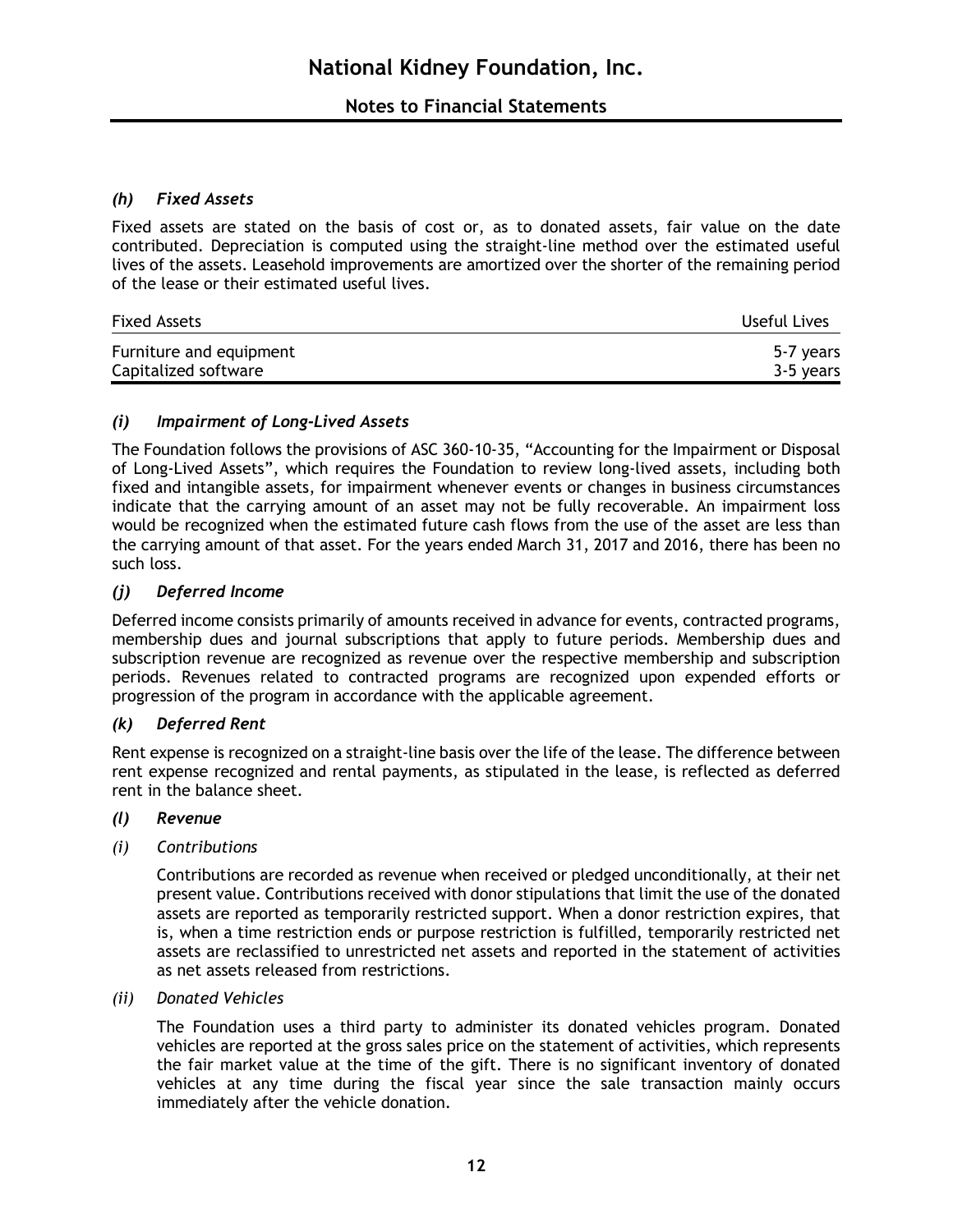### *(h) Fixed Assets*

Fixed assets are stated on the basis of cost or, as to donated assets, fair value on the date contributed. Depreciation is computed using the straight-line method over the estimated useful lives of the assets. Leasehold improvements are amortized over the shorter of the remaining period of the lease or their estimated useful lives.

| Fixed Assets | Useful Lives |
|---|---|
| Furniture and equipment | 5-7 years |
| Capitalized software | 3-5 years |

### *(i) Impairment of Long-Lived Assets*

The Foundation follows the provisions of ASC 360-10-35, "Accounting for the Impairment or Disposal of Long-Lived Assets", which requires the Foundation to review long-lived assets, including both fixed and intangible assets, for impairment whenever events or changes in business circumstances indicate that the carrying amount of an asset may not be fully recoverable. An impairment loss would be recognized when the estimated future cash flows from the use of the asset are less than the carrying amount of that asset. For the years ended March 31, 2017 and 2016, there has been no such loss.

### *(j) Deferred Income*

Deferred income consists primarily of amounts received in advance for events, contracted programs, membership dues and journal subscriptions that apply to future periods. Membership dues and subscription revenue are recognized as revenue over the respective membership and subscription periods. Revenues related to contracted programs are recognized upon expended efforts or progression of the program in accordance with the applicable agreement.

### *(k) Deferred Rent*

Rent expense is recognized on a straight-line basis over the life of the lease. The difference between rent expense recognized and rental payments, as stipulated in the lease, is reflected as deferred rent in the balance sheet.

### *(l) Revenue*

*(i) Contributions*

Contributions are recorded as revenue when received or pledged unconditionally, at their net present value. Contributions received with donor stipulations that limit the use of the donated assets are reported as temporarily restricted support. When a donor restriction expires, that is, when a time restriction ends or purpose restriction is fulfilled, temporarily restricted net assets are reclassified to unrestricted net assets and reported in the statement of activities as net assets released from restrictions.

*(ii) Donated Vehicles*

The Foundation uses a third party to administer its donated vehicles program. Donated vehicles are reported at the gross sales price on the statement of activities, which represents the fair market value at the time of the gift. There is no significant inventory of donated vehicles at any time during the fiscal year since the sale transaction mainly occurs immediately after the vehicle donation.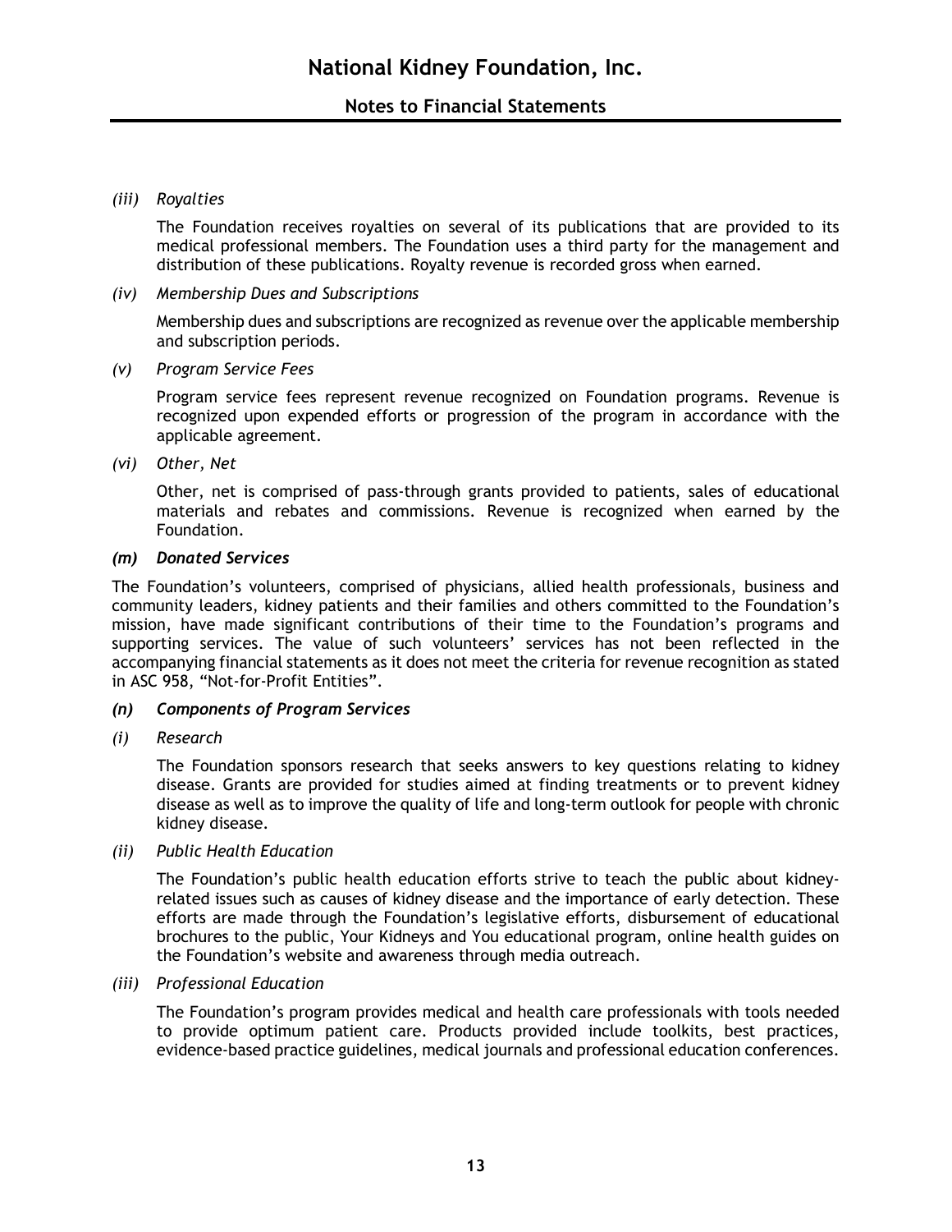*(iii) Royalties*

The Foundation receives royalties on several of its publications that are provided to its medical professional members. The Foundation uses a third party for the management and distribution of these publications. Royalty revenue is recorded gross when earned.

*(iv) Membership Dues and Subscriptions*

Membership dues and subscriptions are recognized as revenue over the applicable membership and subscription periods.

*(v) Program Service Fees*

Program service fees represent revenue recognized on Foundation programs. Revenue is recognized upon expended efforts or progression of the program in accordance with the applicable agreement.

*(vi) Other, Net*

Other, net is comprised of pass-through grants provided to patients, sales of educational materials and rebates and commissions. Revenue is recognized when earned by the Foundation.

***(m) Donated Services***

The Foundation's volunteers, comprised of physicians, allied health professionals, business and community leaders, kidney patients and their families and others committed to the Foundation's mission, have made significant contributions of their time to the Foundation's programs and supporting services. The value of such volunteers' services has not been reflected in the accompanying financial statements as it does not meet the criteria for revenue recognition as stated in ASC 958, "Not-for-Profit Entities".

***(n) Components of Program Services***

*(i) Research*

The Foundation sponsors research that seeks answers to key questions relating to kidney disease. Grants are provided for studies aimed at finding treatments or to prevent kidney disease as well as to improve the quality of life and long-term outlook for people with chronic kidney disease.

*(ii) Public Health Education*

The Foundation's public health education efforts strive to teach the public about kidney-related issues such as causes of kidney disease and the importance of early detection. These efforts are made through the Foundation's legislative efforts, disbursement of educational brochures to the public, Your Kidneys and You educational program, online health guides on the Foundation's website and awareness through media outreach.

*(iii) Professional Education*

The Foundation's program provides medical and health care professionals with tools needed to provide optimum patient care. Products provided include toolkits, best practices, evidence-based practice guidelines, medical journals and professional education conferences.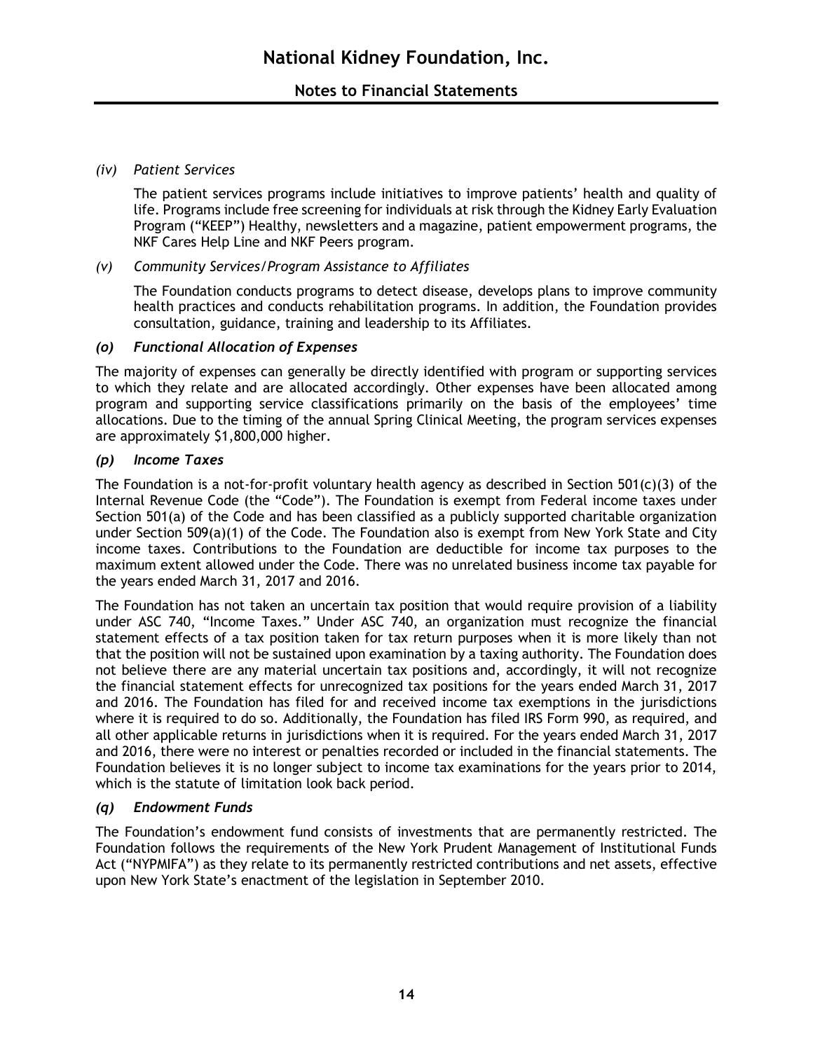*(iv) Patient Services*

The patient services programs include initiatives to improve patients' health and quality of life. Programs include free screening for individuals at risk through the Kidney Early Evaluation Program ("KEEP") Healthy, newsletters and a magazine, patient empowerment programs, the NKF Cares Help Line and NKF Peers program.

*(v) Community Services/Program Assistance to Affiliates*

The Foundation conducts programs to detect disease, develops plans to improve community health practices and conducts rehabilitation programs. In addition, the Foundation provides consultation, guidance, training and leadership to its Affiliates.

### *(o) Functional Allocation of Expenses*

The majority of expenses can generally be directly identified with program or supporting services to which they relate and are allocated accordingly. Other expenses have been allocated among program and supporting service classifications primarily on the basis of the employees' time allocations. Due to the timing of the annual Spring Clinical Meeting, the program services expenses are approximately $1,800,000 higher.

### *(p) Income Taxes*

The Foundation is a not-for-profit voluntary health agency as described in Section 501(c)(3) of the Internal Revenue Code (the "Code"). The Foundation is exempt from Federal income taxes under Section 501(a) of the Code and has been classified as a publicly supported charitable organization under Section 509(a)(1) of the Code. The Foundation also is exempt from New York State and City income taxes. Contributions to the Foundation are deductible for income tax purposes to the maximum extent allowed under the Code. There was no unrelated business income tax payable for the years ended March 31, 2017 and 2016.

The Foundation has not taken an uncertain tax position that would require provision of a liability under ASC 740, "Income Taxes." Under ASC 740, an organization must recognize the financial statement effects of a tax position taken for tax return purposes when it is more likely than not that the position will not be sustained upon examination by a taxing authority. The Foundation does not believe there are any material uncertain tax positions and, accordingly, it will not recognize the financial statement effects for unrecognized tax positions for the years ended March 31, 2017 and 2016. The Foundation has filed for and received income tax exemptions in the jurisdictions where it is required to do so. Additionally, the Foundation has filed IRS Form 990, as required, and all other applicable returns in jurisdictions when it is required. For the years ended March 31, 2017 and 2016, there were no interest or penalties recorded or included in the financial statements. The Foundation believes it is no longer subject to income tax examinations for the years prior to 2014, which is the statute of limitation look back period.

### *(q) Endowment Funds*

The Foundation's endowment fund consists of investments that are permanently restricted. The Foundation follows the requirements of the New York Prudent Management of Institutional Funds Act ("NYPMIFA") as they relate to its permanently restricted contributions and net assets, effective upon New York State's enactment of the legislation in September 2010.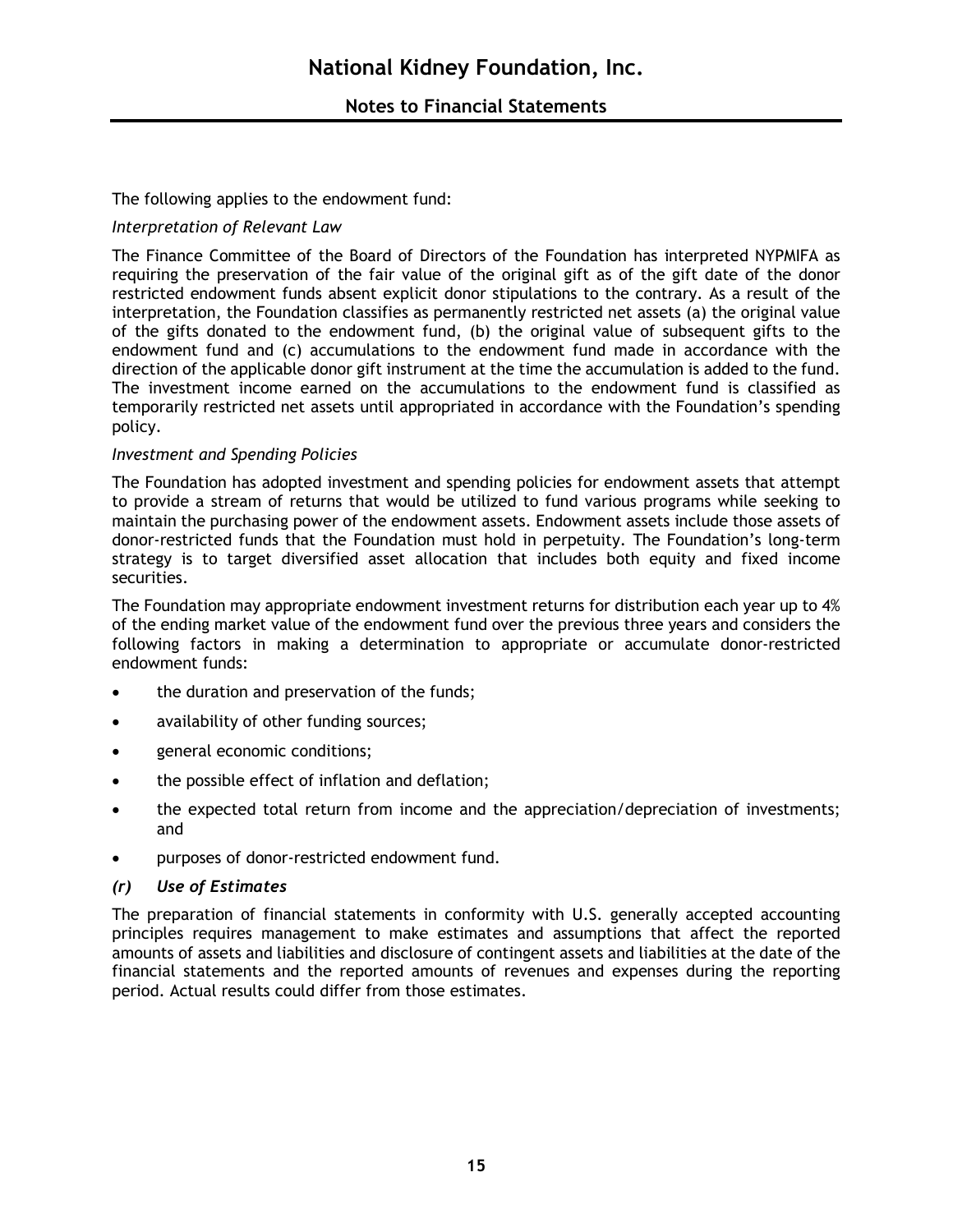The following applies to the endowment fund:

*Interpretation of Relevant Law*

The Finance Committee of the Board of Directors of the Foundation has interpreted NYPMIFA as requiring the preservation of the fair value of the original gift as of the gift date of the donor restricted endowment funds absent explicit donor stipulations to the contrary. As a result of the interpretation, the Foundation classifies as permanently restricted net assets (a) the original value of the gifts donated to the endowment fund, (b) the original value of subsequent gifts to the endowment fund and (c) accumulations to the endowment fund made in accordance with the direction of the applicable donor gift instrument at the time the accumulation is added to the fund. The investment income earned on the accumulations to the endowment fund is classified as temporarily restricted net assets until appropriated in accordance with the Foundation's spending policy.

*Investment and Spending Policies*

The Foundation has adopted investment and spending policies for endowment assets that attempt to provide a stream of returns that would be utilized to fund various programs while seeking to maintain the purchasing power of the endowment assets. Endowment assets include those assets of donor-restricted funds that the Foundation must hold in perpetuity. The Foundation's long-term strategy is to target diversified asset allocation that includes both equity and fixed income securities.

The Foundation may appropriate endowment investment returns for distribution each year up to 4% of the ending market value of the endowment fund over the previous three years and considers the following factors in making a determination to appropriate or accumulate donor-restricted endowment funds:

- the duration and preservation of the funds;
- availability of other funding sources;
- general economic conditions;
- the possible effect of inflation and deflation;
- the expected total return from income and the appreciation/depreciation of investments; and
- purposes of donor-restricted endowment fund.

### *(r) Use of Estimates*

The preparation of financial statements in conformity with U.S. generally accepted accounting principles requires management to make estimates and assumptions that affect the reported amounts of assets and liabilities and disclosure of contingent assets and liabilities at the date of the financial statements and the reported amounts of revenues and expenses during the reporting period. Actual results could differ from those estimates.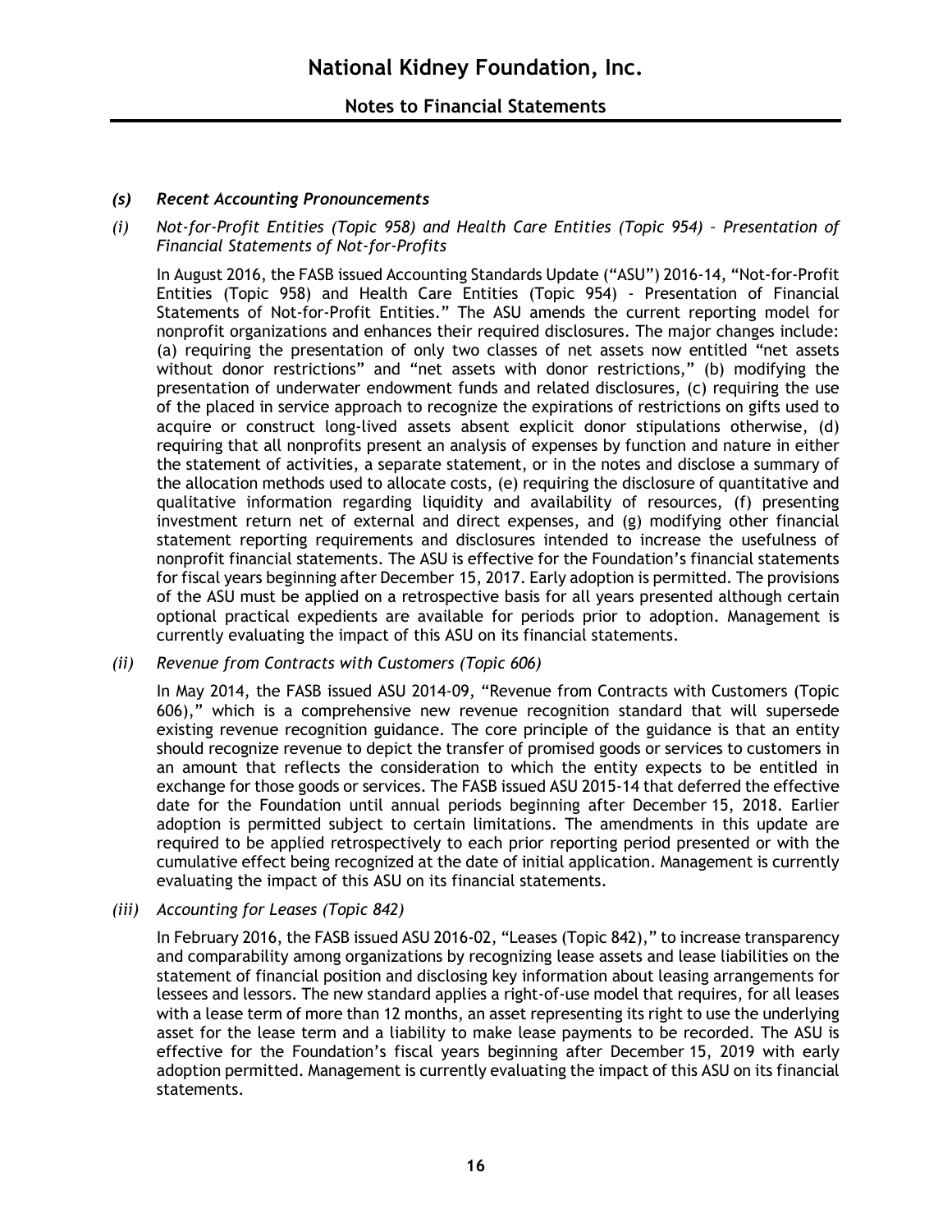*(s) Recent Accounting Pronouncements*

*(i) Not-for-Profit Entities (Topic 958) and Health Care Entities (Topic 954) – Presentation of Financial Statements of Not-for-Profits*

In August 2016, the FASB issued Accounting Standards Update ("ASU") 2016-14, "Not-for-Profit Entities (Topic 958) and Health Care Entities (Topic 954) - Presentation of Financial Statements of Not-for-Profit Entities." The ASU amends the current reporting model for nonprofit organizations and enhances their required disclosures. The major changes include: (a) requiring the presentation of only two classes of net assets now entitled "net assets without donor restrictions" and "net assets with donor restrictions," (b) modifying the presentation of underwater endowment funds and related disclosures, (c) requiring the use of the placed in service approach to recognize the expirations of restrictions on gifts used to acquire or construct long-lived assets absent explicit donor stipulations otherwise, (d) requiring that all nonprofits present an analysis of expenses by function and nature in either the statement of activities, a separate statement, or in the notes and disclose a summary of the allocation methods used to allocate costs, (e) requiring the disclosure of quantitative and qualitative information regarding liquidity and availability of resources, (f) presenting investment return net of external and direct expenses, and (g) modifying other financial statement reporting requirements and disclosures intended to increase the usefulness of nonprofit financial statements. The ASU is effective for the Foundation's financial statements for fiscal years beginning after December 15, 2017. Early adoption is permitted. The provisions of the ASU must be applied on a retrospective basis for all years presented although certain optional practical expedients are available for periods prior to adoption. Management is currently evaluating the impact of this ASU on its financial statements.

*(ii) Revenue from Contracts with Customers (Topic 606)*

In May 2014, the FASB issued ASU 2014-09, "Revenue from Contracts with Customers (Topic 606)," which is a comprehensive new revenue recognition standard that will supersede existing revenue recognition guidance. The core principle of the guidance is that an entity should recognize revenue to depict the transfer of promised goods or services to customers in an amount that reflects the consideration to which the entity expects to be entitled in exchange for those goods or services. The FASB issued ASU 2015-14 that deferred the effective date for the Foundation until annual periods beginning after December 15, 2018. Earlier adoption is permitted subject to certain limitations. The amendments in this update are required to be applied retrospectively to each prior reporting period presented or with the cumulative effect being recognized at the date of initial application. Management is currently evaluating the impact of this ASU on its financial statements.

*(iii) Accounting for Leases (Topic 842)*

In February 2016, the FASB issued ASU 2016-02, "Leases (Topic 842)," to increase transparency and comparability among organizations by recognizing lease assets and lease liabilities on the statement of financial position and disclosing key information about leasing arrangements for lessees and lessors. The new standard applies a right-of-use model that requires, for all leases with a lease term of more than 12 months, an asset representing its right to use the underlying asset for the lease term and a liability to make lease payments to be recorded. The ASU is effective for the Foundation's fiscal years beginning after December 15, 2019 with early adoption permitted. Management is currently evaluating the impact of this ASU on its financial statements.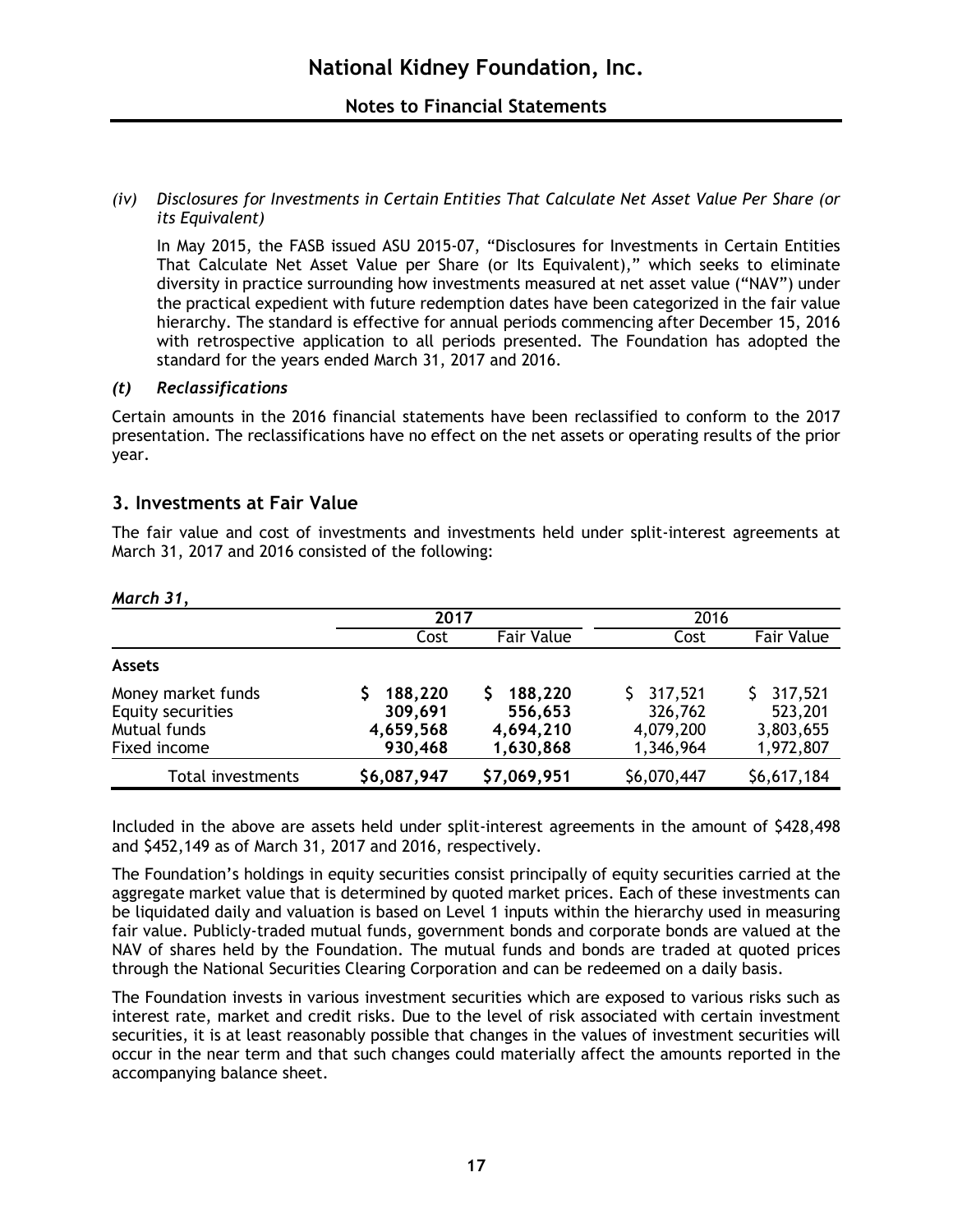*(iv) Disclosures for Investments in Certain Entities That Calculate Net Asset Value Per Share (or its Equivalent)*

In May 2015, the FASB issued ASU 2015-07, "Disclosures for Investments in Certain Entities That Calculate Net Asset Value per Share (or Its Equivalent)," which seeks to eliminate diversity in practice surrounding how investments measured at net asset value ("NAV") under the practical expedient with future redemption dates have been categorized in the fair value hierarchy. The standard is effective for annual periods commencing after December 15, 2016 with retrospective application to all periods presented. The Foundation has adopted the standard for the years ended March 31, 2017 and 2016.

***(t) Reclassifications***

Certain amounts in the 2016 financial statements have been reclassified to conform to the 2017 presentation. The reclassifications have no effect on the net assets or operating results of the prior year.

## 3. Investments at Fair Value

The fair value and cost of investments and investments held under split-interest agreements at March 31, 2017 and 2016 consisted of the following:

***March 31,***

| | 2017 | | 2016 | |
|---|---|---|---|---|
| | Cost | Fair Value | Cost | Fair Value |
| **Assets** | | | | |
| Money market funds | $ 188,220 | $ 188,220 | $ 317,521 | $ 317,521 |
| Equity securities | 309,691 | 556,653 | 326,762 | 523,201 |
| Mutual funds | 4,659,568 | 4,694,210 | 4,079,200 | 3,803,655 |
| Fixed income | 930,468 | 1,630,868 | 1,346,964 | 1,972,807 |
| Total investments | $6,087,947 | $7,069,951 | $6,070,447 | $6,617,184 |

Included in the above are assets held under split-interest agreements in the amount of $428,498 and $452,149 as of March 31, 2017 and 2016, respectively.

The Foundation's holdings in equity securities consist principally of equity securities carried at the aggregate market value that is determined by quoted market prices. Each of these investments can be liquidated daily and valuation is based on Level 1 inputs within the hierarchy used in measuring fair value. Publicly-traded mutual funds, government bonds and corporate bonds are valued at the NAV of shares held by the Foundation. The mutual funds and bonds are traded at quoted prices through the National Securities Clearing Corporation and can be redeemed on a daily basis.

The Foundation invests in various investment securities which are exposed to various risks such as interest rate, market and credit risks. Due to the level of risk associated with certain investment securities, it is at least reasonably possible that changes in the values of investment securities will occur in the near term and that such changes could materially affect the amounts reported in the accompanying balance sheet.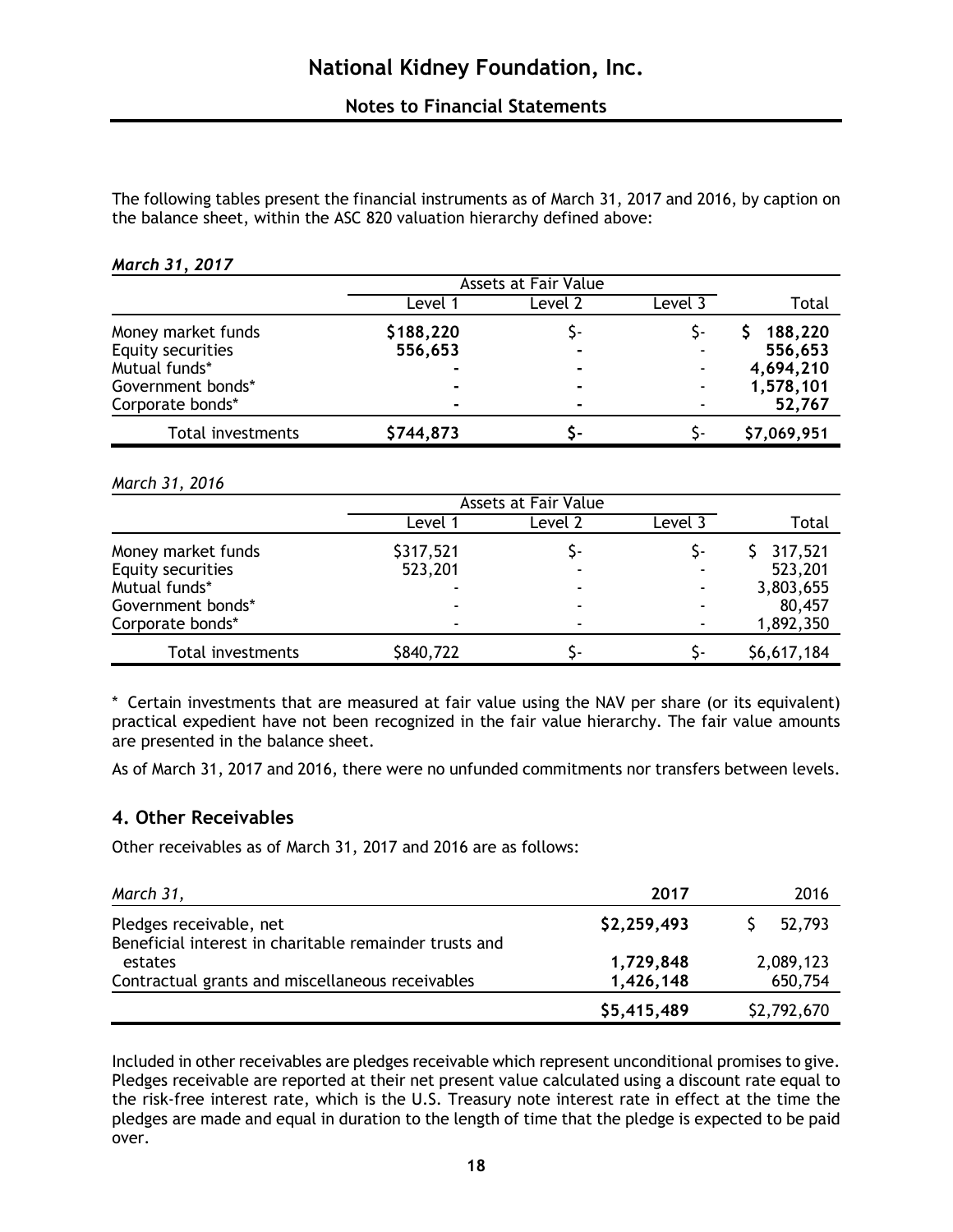The following tables present the financial instruments as of March 31, 2017 and 2016, by caption on the balance sheet, within the ASC 820 valuation hierarchy defined above:

***March 31, 2017***

| | Assets at Fair Value | | | |
|---|---|---|---|---|
| | Level 1 | Level 2 | Level 3 | Total |
| Money market funds | **$188,220** | $- | $- | **$ 188,220** |
| Equity securities | **556,653** | **-** | - | **556,653** |
| Mutual funds* | **-** | **-** | - | **4,694,210** |
| Government bonds* | **-** | **-** | - | **1,578,101** |
| Corporate bonds* | **-** | **-** | - | **52,767** |
| Total investments | **$744,873** | **$-** | $- | **$7,069,951** |

*March 31, 2016*

| | Assets at Fair Value | | | |
|---|---|---|---|---|
| | Level 1 | Level 2 | Level 3 | Total |
| Money market funds | $317,521 | $- | $- | $ 317,521 |
| Equity securities | 523,201 | - | - | 523,201 |
| Mutual funds* | - | - | - | 3,803,655 |
| Government bonds* | - | - | - | 80,457 |
| Corporate bonds* | - | - | - | 1,892,350 |
| Total investments | $840,722 | $- | $- | $6,617,184 |

\* Certain investments that are measured at fair value using the NAV per share (or its equivalent) practical expedient have not been recognized in the fair value hierarchy. The fair value amounts are presented in the balance sheet.

As of March 31, 2017 and 2016, there were no unfunded commitments nor transfers between levels.

## 4. Other Receivables

Other receivables as of March 31, 2017 and 2016 are as follows:

| *March 31,* | **2017** | 2016 |
|---|---|---|
| Pledges receivable, net | **$2,259,493** | $ 52,793 |
| Beneficial interest in charitable remainder trusts and estates | **1,729,848** | 2,089,123 |
| Contractual grants and miscellaneous receivables | **1,426,148** | 650,754 |
| | **$5,415,489** | $2,792,670 |

Included in other receivables are pledges receivable which represent unconditional promises to give. Pledges receivable are reported at their net present value calculated using a discount rate equal to the risk-free interest rate, which is the U.S. Treasury note interest rate in effect at the time the pledges are made and equal in duration to the length of time that the pledge is expected to be paid over.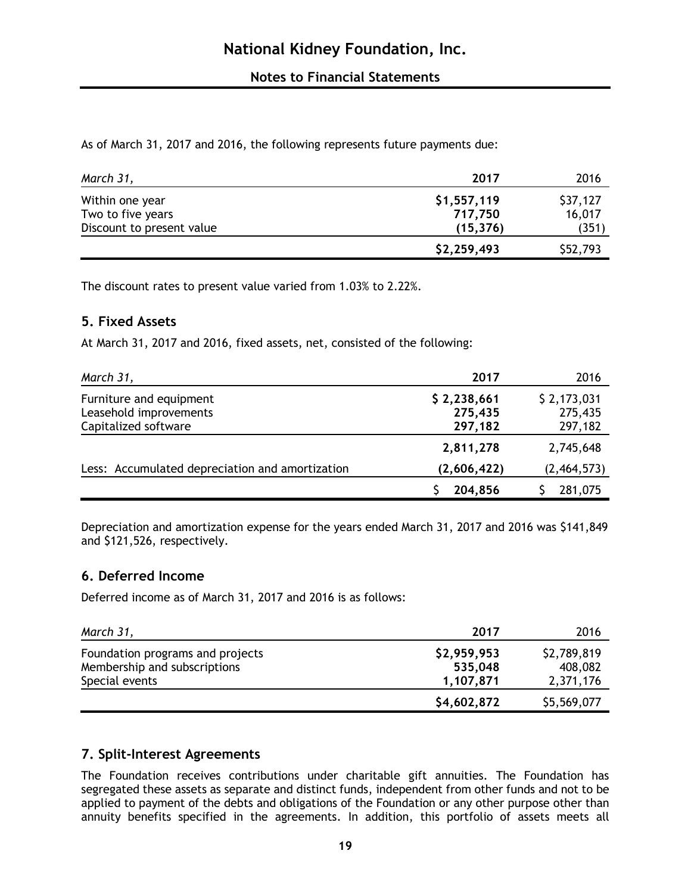As of March 31, 2017 and 2016, the following represents future payments due:

| *March 31,* | **2017** | 2016 |
|---|---|---|
| Within one year | **$1,557,119** | $37,127 |
| Two to five years | **717,750** | 16,017 |
| Discount to present value | **(15,376)** | (351) |
| | **$2,259,493** | $52,793 |

The discount rates to present value varied from 1.03% to 2.22%.

## 5. Fixed Assets

At March 31, 2017 and 2016, fixed assets, net, consisted of the following:

| *March 31,* | **2017** | 2016 |
|---|---|---|
| Furniture and equipment | **$ 2,238,661** | $ 2,173,031 |
| Leasehold improvements | **275,435** | 275,435 |
| Capitalized software | **297,182** | 297,182 |
| | **2,811,278** | 2,745,648 |
| Less: Accumulated depreciation and amortization | **(2,606,422)** | (2,464,573) |
| | **$ 204,856** | $ 281,075 |

Depreciation and amortization expense for the years ended March 31, 2017 and 2016 was $141,849 and $121,526, respectively.

## 6. Deferred Income

Deferred income as of March 31, 2017 and 2016 is as follows:

| *March 31,* | **2017** | 2016 |
|---|---|---|
| Foundation programs and projects | **$2,959,953** | $2,789,819 |
| Membership and subscriptions | **535,048** | 408,082 |
| Special events | **1,107,871** | 2,371,176 |
| | **$4,602,872** | $5,569,077 |

## 7. Split-Interest Agreements

The Foundation receives contributions under charitable gift annuities. The Foundation has segregated these assets as separate and distinct funds, independent from other funds and not to be applied to payment of the debts and obligations of the Foundation or any other purpose other than annuity benefits specified in the agreements. In addition, this portfolio of assets meets all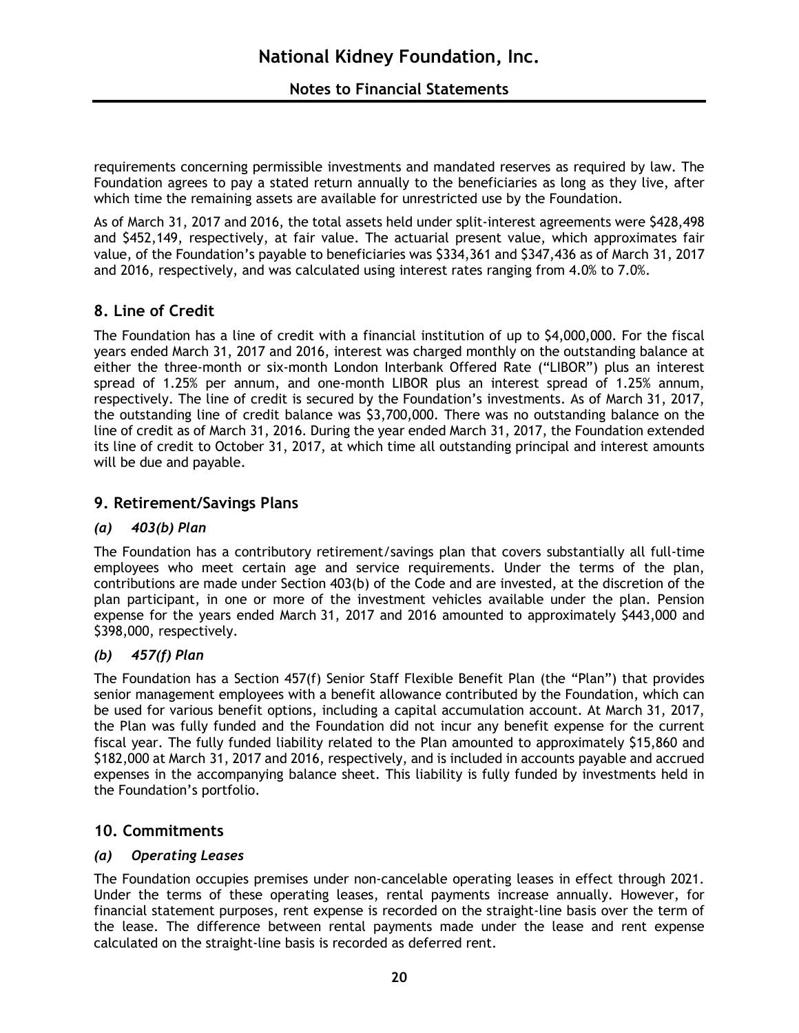requirements concerning permissible investments and mandated reserves as required by law. The Foundation agrees to pay a stated return annually to the beneficiaries as long as they live, after which time the remaining assets are available for unrestricted use by the Foundation.

As of March 31, 2017 and 2016, the total assets held under split-interest agreements were $428,498 and $452,149, respectively, at fair value. The actuarial present value, which approximates fair value, of the Foundation's payable to beneficiaries was $334,361 and $347,436 as of March 31, 2017 and 2016, respectively, and was calculated using interest rates ranging from 4.0% to 7.0%.

## 8. Line of Credit

The Foundation has a line of credit with a financial institution of up to $4,000,000. For the fiscal years ended March 31, 2017 and 2016, interest was charged monthly on the outstanding balance at either the three-month or six-month London Interbank Offered Rate ("LIBOR") plus an interest spread of 1.25% per annum, and one-month LIBOR plus an interest spread of 1.25% annum, respectively. The line of credit is secured by the Foundation's investments. As of March 31, 2017, the outstanding line of credit balance was $3,700,000. There was no outstanding balance on the line of credit as of March 31, 2016. During the year ended March 31, 2017, the Foundation extended its line of credit to October 31, 2017, at which time all outstanding principal and interest amounts will be due and payable.

## 9. Retirement/Savings Plans

### *(a) 403(b) Plan*

The Foundation has a contributory retirement/savings plan that covers substantially all full-time employees who meet certain age and service requirements. Under the terms of the plan, contributions are made under Section 403(b) of the Code and are invested, at the discretion of the plan participant, in one or more of the investment vehicles available under the plan. Pension expense for the years ended March 31, 2017 and 2016 amounted to approximately $443,000 and $398,000, respectively.

### *(b) 457(f) Plan*

The Foundation has a Section 457(f) Senior Staff Flexible Benefit Plan (the "Plan") that provides senior management employees with a benefit allowance contributed by the Foundation, which can be used for various benefit options, including a capital accumulation account. At March 31, 2017, the Plan was fully funded and the Foundation did not incur any benefit expense for the current fiscal year. The fully funded liability related to the Plan amounted to approximately $15,860 and $182,000 at March 31, 2017 and 2016, respectively, and is included in accounts payable and accrued expenses in the accompanying balance sheet. This liability is fully funded by investments held in the Foundation's portfolio.

## 10. Commitments

### *(a) Operating Leases*

The Foundation occupies premises under non-cancelable operating leases in effect through 2021. Under the terms of these operating leases, rental payments increase annually. However, for financial statement purposes, rent expense is recorded on the straight-line basis over the term of the lease. The difference between rental payments made under the lease and rent expense calculated on the straight-line basis is recorded as deferred rent.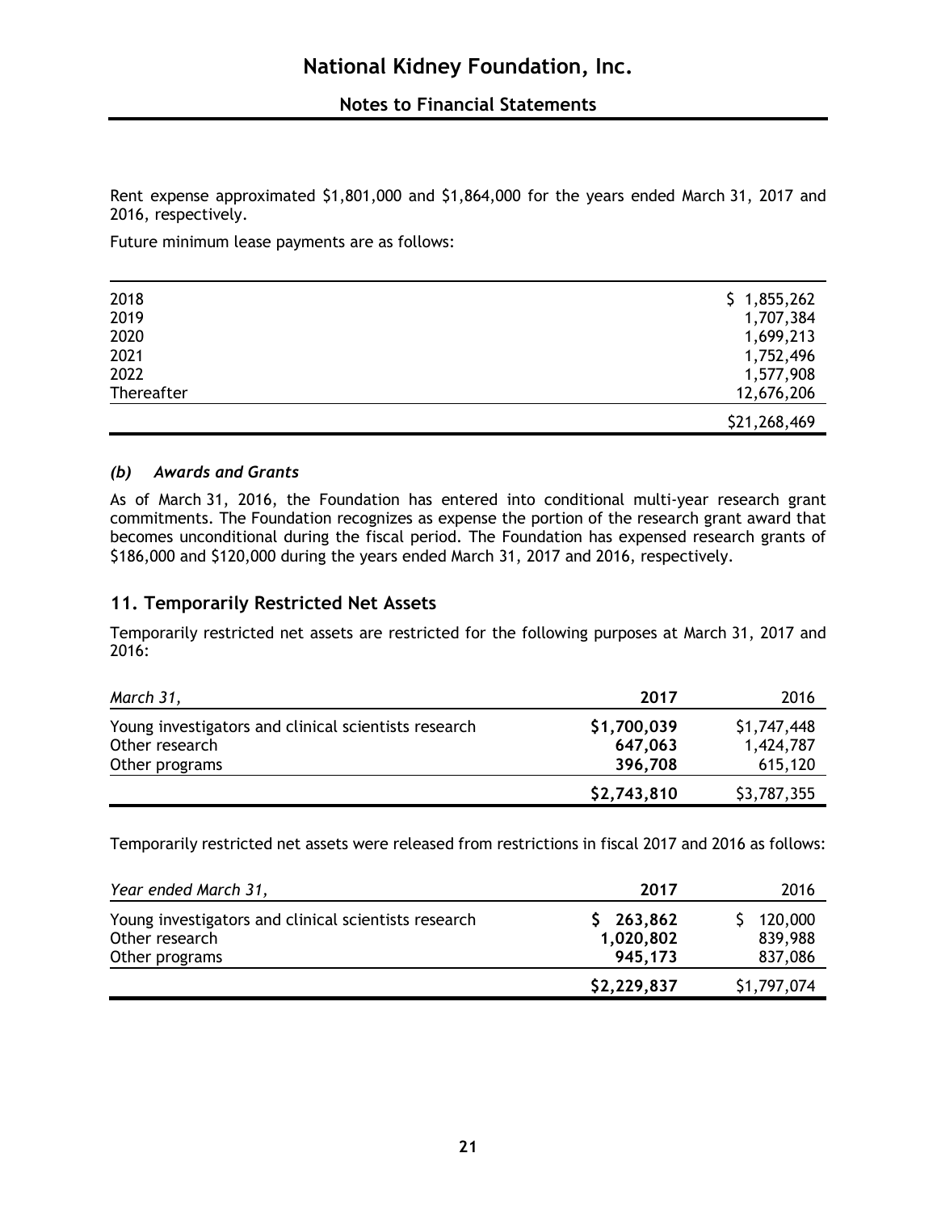Rent expense approximated $1,801,000 and $1,864,000 for the years ended March 31, 2017 and 2016, respectively.

Future minimum lease payments are as follows:

| | |
|---|---|
| 2018 | $ 1,855,262 |
| 2019 | 1,707,384 |
| 2020 | 1,699,213 |
| 2021 | 1,752,496 |
| 2022 | 1,577,908 |
| Thereafter | 12,676,206 |
| | $21,268,469 |

### *(b) Awards and Grants*

As of March 31, 2016, the Foundation has entered into conditional multi-year research grant commitments. The Foundation recognizes as expense the portion of the research grant award that becomes unconditional during the fiscal period. The Foundation has expensed research grants of $186,000 and $120,000 during the years ended March 31, 2017 and 2016, respectively.

## 11. Temporarily Restricted Net Assets

Temporarily restricted net assets are restricted for the following purposes at March 31, 2017 and 2016:

| *March 31,* | **2017** | 2016 |
|---|---|---|
| Young investigators and clinical scientists research | **$1,700,039** | $1,747,448 |
| Other research | **647,063** | 1,424,787 |
| Other programs | **396,708** | 615,120 |
| | **$2,743,810** | $3,787,355 |

Temporarily restricted net assets were released from restrictions in fiscal 2017 and 2016 as follows:

| *Year ended March 31,* | **2017** | 2016 |
|---|---|---|
| Young investigators and clinical scientists research | **$ 263,862** | $ 120,000 |
| Other research | **1,020,802** | 839,988 |
| Other programs | **945,173** | 837,086 |
| | **$2,229,837** | $1,797,074 |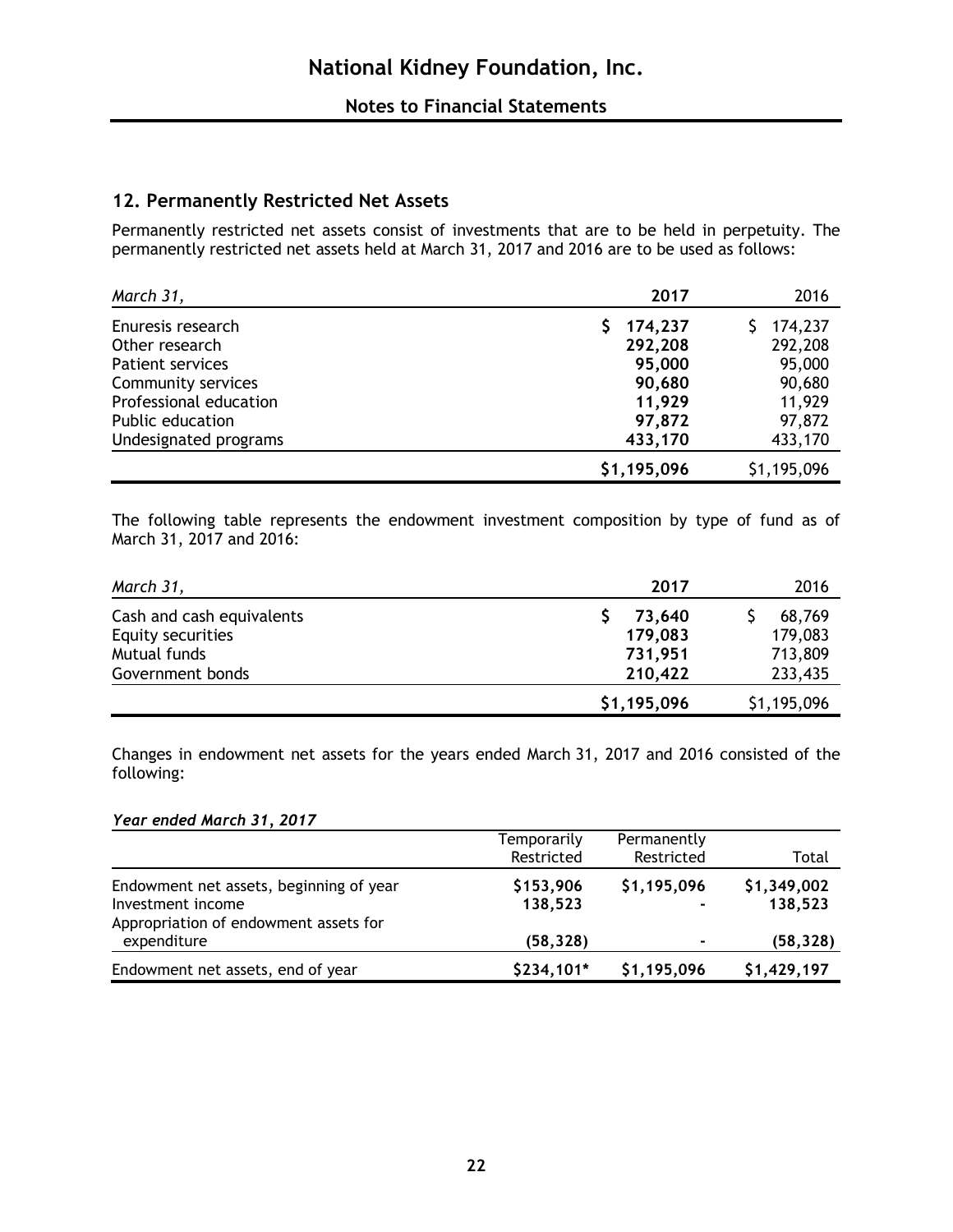## 12. Permanently Restricted Net Assets

Permanently restricted net assets consist of investments that are to be held in perpetuity. The permanently restricted net assets held at March 31, 2017 and 2016 are to be used as follows:

| *March 31,* | **2017** | 2016 |
|---|---|---|
| Enuresis research | **$ 174,237** | $ 174,237 |
| Other research | **292,208** | 292,208 |
| Patient services | **95,000** | 95,000 |
| Community services | **90,680** | 90,680 |
| Professional education | **11,929** | 11,929 |
| Public education | **97,872** | 97,872 |
| Undesignated programs | **433,170** | 433,170 |
| | **$1,195,096** | $1,195,096 |

The following table represents the endowment investment composition by type of fund as of March 31, 2017 and 2016:

| *March 31,* | **2017** | 2016 |
|---|---|---|
| Cash and cash equivalents | **$ 73,640** | $ 68,769 |
| Equity securities | **179,083** | 179,083 |
| Mutual funds | **731,951** | 713,809 |
| Government bonds | **210,422** | 233,435 |
| | **$1,195,096** | $1,195,096 |

Changes in endowment net assets for the years ended March 31, 2017 and 2016 consisted of the following:

***Year ended March 31, 2017***

| | Temporarily Restricted | Permanently Restricted | Total |
|---|---|---|---|
| Endowment net assets, beginning of year | **$153,906** | **$1,195,096** | **$1,349,002** |
| Investment income | **138,523** | **-** | **138,523** |
| Appropriation of endowment assets for expenditure | **(58,328)** | **-** | **(58,328)** |
| Endowment net assets, end of year | **$234,101*** | **$1,195,096** | **$1,429,197** |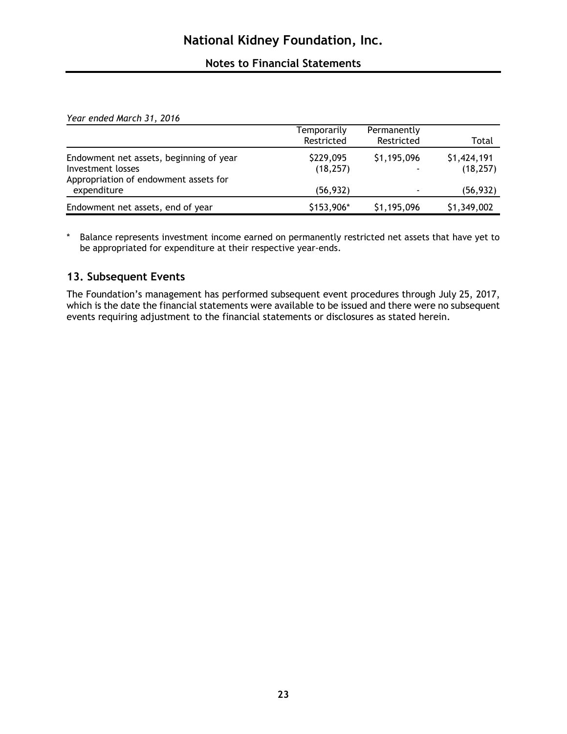*Year ended March 31, 2016*

| | Temporarily Restricted | Permanently Restricted | Total |
|---|---|---|---|
| Endowment net assets, beginning of year | $229,095 | $1,195,096 | $1,424,191 |
| Investment losses | (18,257) | - | (18,257) |
| Appropriation of endowment assets for expenditure | (56,932) | - | (56,932) |
| Endowment net assets, end of year | $153,906* | $1,195,096 | $1,349,002 |

\* Balance represents investment income earned on permanently restricted net assets that have yet to be appropriated for expenditure at their respective year-ends.

## 13. Subsequent Events

The Foundation's management has performed subsequent event procedures through July 25, 2017, which is the date the financial statements were available to be issued and there were no subsequent events requiring adjustment to the financial statements or disclosures as stated herein.